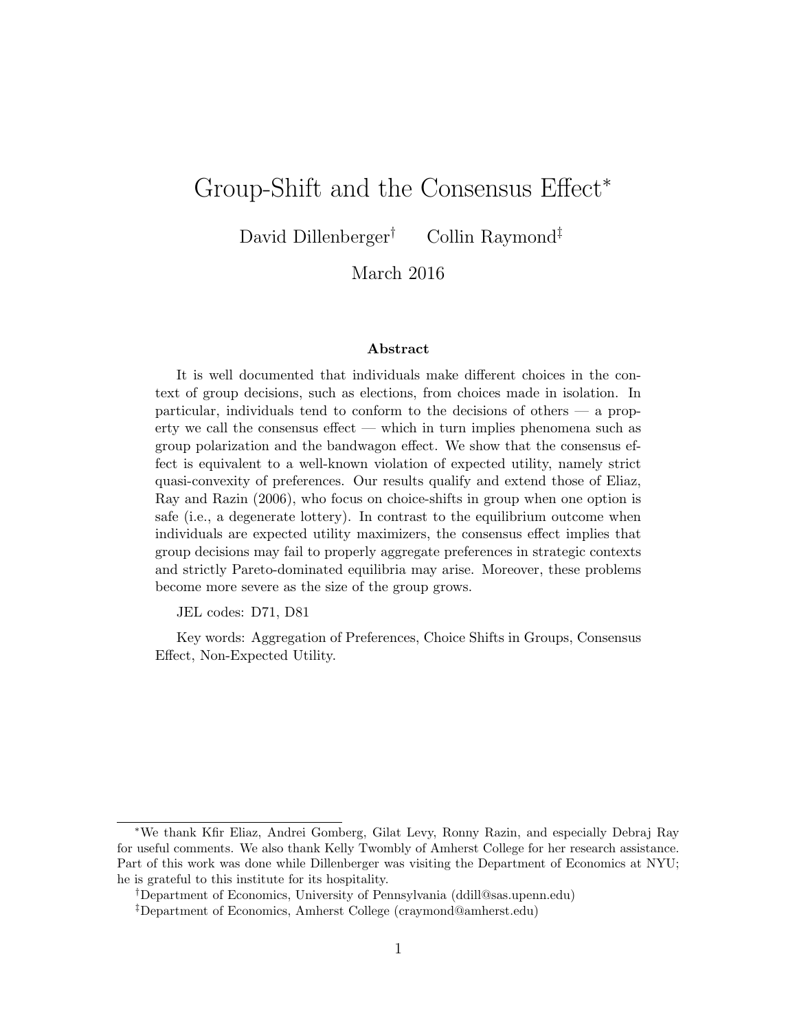# Group-Shift and the Consensus Effect*

David Dillenberger† Collin Raymond‡

March 2016

### Abstract

It is well documented that individuals make different choices in the context of group decisions, such as elections, from choices made in isolation. In particular, individuals tend to conform to the decisions of others — a property we call the consensus effect — which in turn implies phenomena such as group polarization and the bandwagon effect. We show that the consensus effect is equivalent to a well-known violation of expected utility, namely strict quasi-convexity of preferences. Our results qualify and extend those of Eliaz, Ray and Razin (2006), who focus on choice-shifts in group when one option is safe (i.e., a degenerate lottery). In contrast to the equilibrium outcome when individuals are expected utility maximizers, the consensus effect implies that group decisions may fail to properly aggregate preferences in strategic contexts and strictly Pareto-dominated equilibria may arise. Moreover, these problems become more severe as the size of the group grows.

JEL codes: D71, D81

Key words: Aggregation of Preferences, Choice Shifts in Groups, Consensus Effect, Non-Expected Utility.

---

*We thank Kfir Eliaz, Andrei Gomberg, Gilat Levy, Ronny Razin, and especially Debraj Ray for useful comments. We also thank Kelly Twombly of Amherst College for her research assistance. Part of this work was done while Dillenberger was visiting the Department of Economics at NYU; he is grateful to this institute for its hospitality.

†Department of Economics, University of Pennsylvania (ddill@sas.upenn.edu)

‡Department of Economics, Amherst College (craymond@amherst.edu)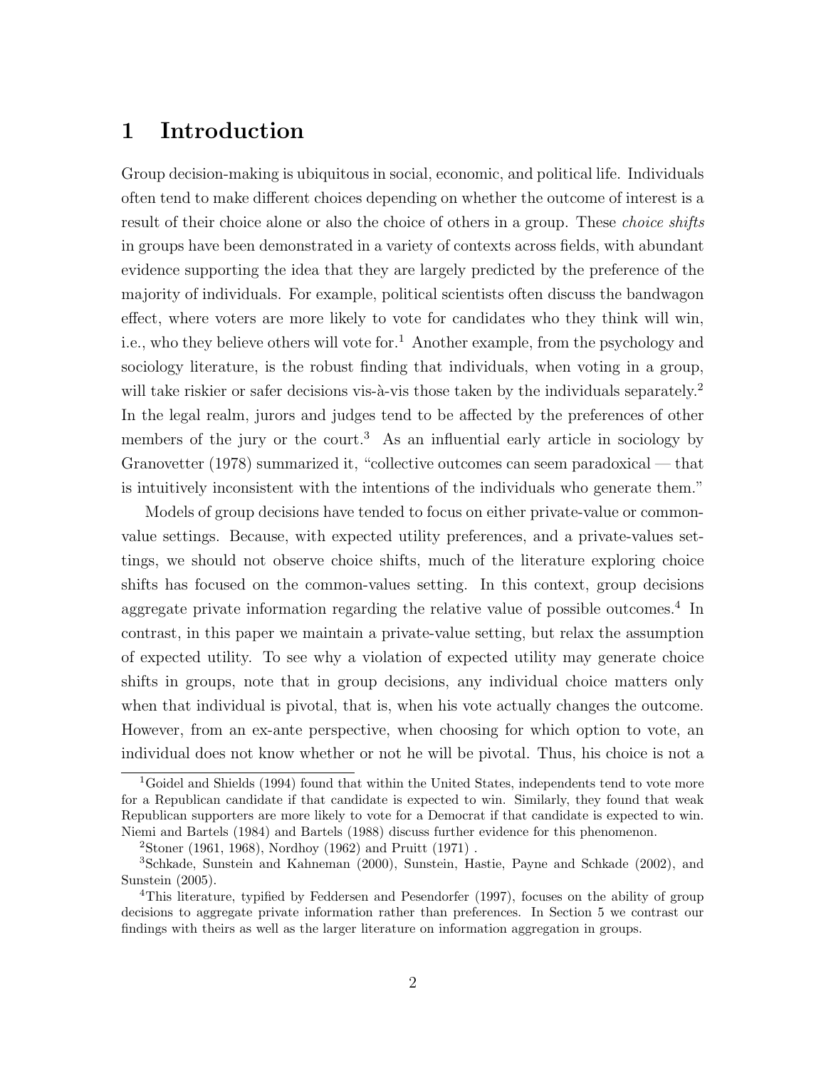# 1 Introduction

Group decision-making is ubiquitous in social, economic, and political life. Individuals often tend to make different choices depending on whether the outcome of interest is a result of their choice alone or also the choice of others in a group. These *choice shifts* in groups have been demonstrated in a variety of contexts across fields, with abundant evidence supporting the idea that they are largely predicted by the preference of the majority of individuals. For example, political scientists often discuss the bandwagon effect, where voters are more likely to vote for candidates who they think will win, i.e., who they believe others will vote for.[1] Another example, from the psychology and sociology literature, is the robust finding that individuals, when voting in a group, will take riskier or safer decisions vis-à-vis those taken by the individuals separately.[2] In the legal realm, jurors and judges tend to be affected by the preferences of other members of the jury or the court.[3] As an influential early article in sociology by Granovetter (1978) summarized it, "collective outcomes can seem paradoxical — that is intuitively inconsistent with the intentions of the individuals who generate them."

Models of group decisions have tended to focus on either private-value or common-value settings. Because, with expected utility preferences, and a private-values settings, we should not observe choice shifts, much of the literature exploring choice shifts has focused on the common-values setting. In this context, group decisions aggregate private information regarding the relative value of possible outcomes.[4] In contrast, in this paper we maintain a private-value setting, but relax the assumption of expected utility. To see why a violation of expected utility may generate choice shifts in groups, note that in group decisions, any individual choice matters only when that individual is pivotal, that is, when his vote actually changes the outcome. However, from an ex-ante perspective, when choosing for which option to vote, an individual does not know whether or not he will be pivotal. Thus, his choice is not a

[1] Goidel and Shields (1994) found that within the United States, independents tend to vote more for a Republican candidate if that candidate is expected to win. Similarly, they found that weak Republican supporters are more likely to vote for a Democrat if that candidate is expected to win. Niemi and Bartels (1984) and Bartels (1988) discuss further evidence for this phenomenon.

[2] Stoner (1961, 1968), Nordhoy (1962) and Pruitt (1971) .

[3] Schkade, Sunstein and Kahneman (2000), Sunstein, Hastie, Payne and Schkade (2002), and Sunstein (2005).

[4] This literature, typified by Feddersen and Pesendorfer (1997), focuses on the ability of group decisions to aggregate private information rather than preferences. In Section 5 we contrast our findings with theirs as well as the larger literature on information aggregation in groups.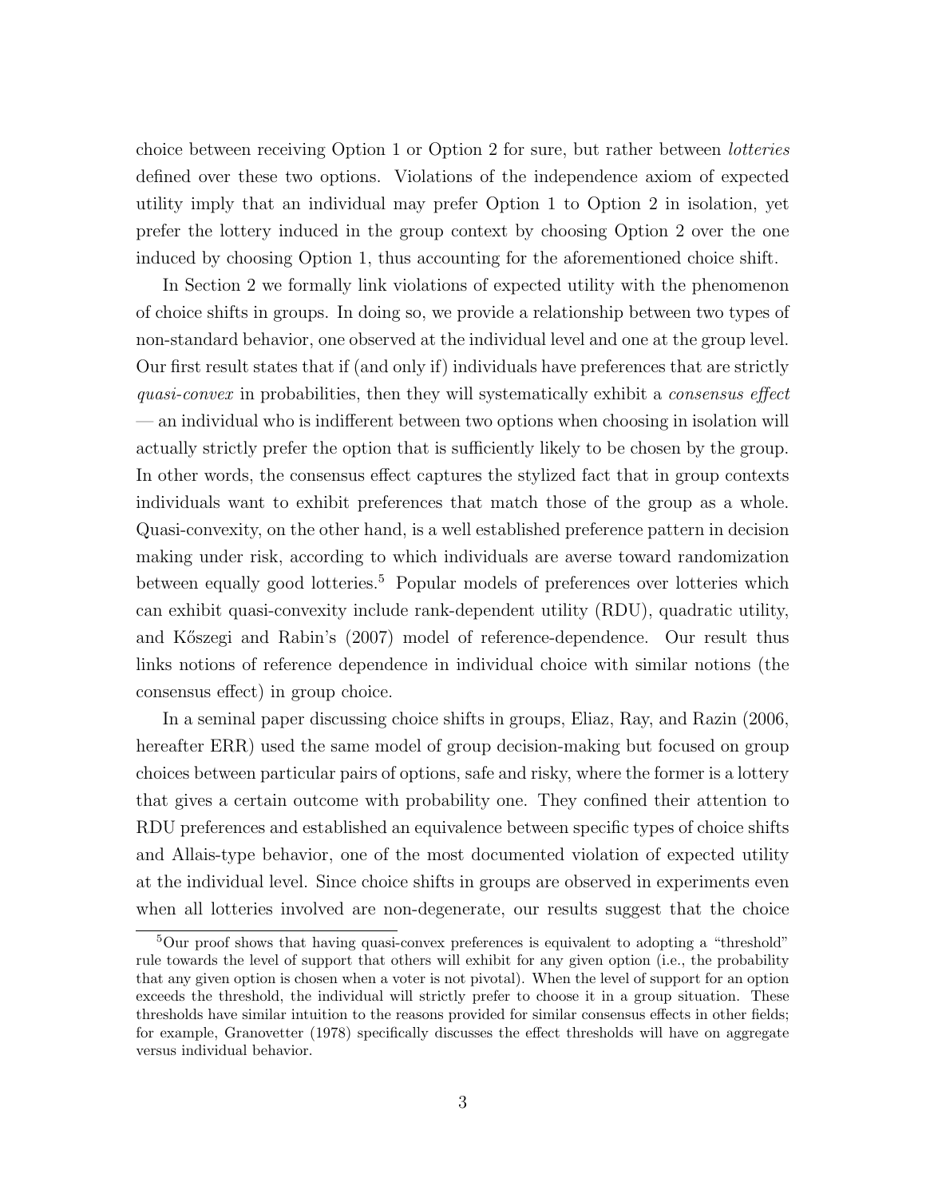choice between receiving Option 1 or Option 2 for sure, but rather between *lotteries* defined over these two options. Violations of the independence axiom of expected utility imply that an individual may prefer Option 1 to Option 2 in isolation, yet prefer the lottery induced in the group context by choosing Option 2 over the one induced by choosing Option 1, thus accounting for the aforementioned choice shift.

In Section 2 we formally link violations of expected utility with the phenomenon of choice shifts in groups. In doing so, we provide a relationship between two types of non-standard behavior, one observed at the individual level and one at the group level. Our first result states that if (and only if) individuals have preferences that are strictly *quasi-convex* in probabilities, then they will systematically exhibit a *consensus effect* — an individual who is indifferent between two options when choosing in isolation will actually strictly prefer the option that is sufficiently likely to be chosen by the group. In other words, the consensus effect captures the stylized fact that in group contexts individuals want to exhibit preferences that match those of the group as a whole. Quasi-convexity, on the other hand, is a well established preference pattern in decision making under risk, according to which individuals are averse toward randomization between equally good lotteries.[5] Popular models of preferences over lotteries which can exhibit quasi-convexity include rank-dependent utility (RDU), quadratic utility, and Kőszegi and Rabin's (2007) model of reference-dependence. Our result thus links notions of reference dependence in individual choice with similar notions (the consensus effect) in group choice.

In a seminal paper discussing choice shifts in groups, Eliaz, Ray, and Razin (2006, hereafter ERR) used the same model of group decision-making but focused on group choices between particular pairs of options, safe and risky, where the former is a lottery that gives a certain outcome with probability one. They confined their attention to RDU preferences and established an equivalence between specific types of choice shifts and Allais-type behavior, one of the most documented violation of expected utility at the individual level. Since choice shifts in groups are observed in experiments even when all lotteries involved are non-degenerate, our results suggest that the choice

[5] Our proof shows that having quasi-convex preferences is equivalent to adopting a "threshold" rule towards the level of support that others will exhibit for any given option (i.e., the probability that any given option is chosen when a voter is not pivotal). When the level of support for an option exceeds the threshold, the individual will strictly prefer to choose it in a group situation. These thresholds have similar intuition to the reasons provided for similar consensus effects in other fields; for example, Granovetter (1978) specifically discusses the effect thresholds will have on aggregate versus individual behavior.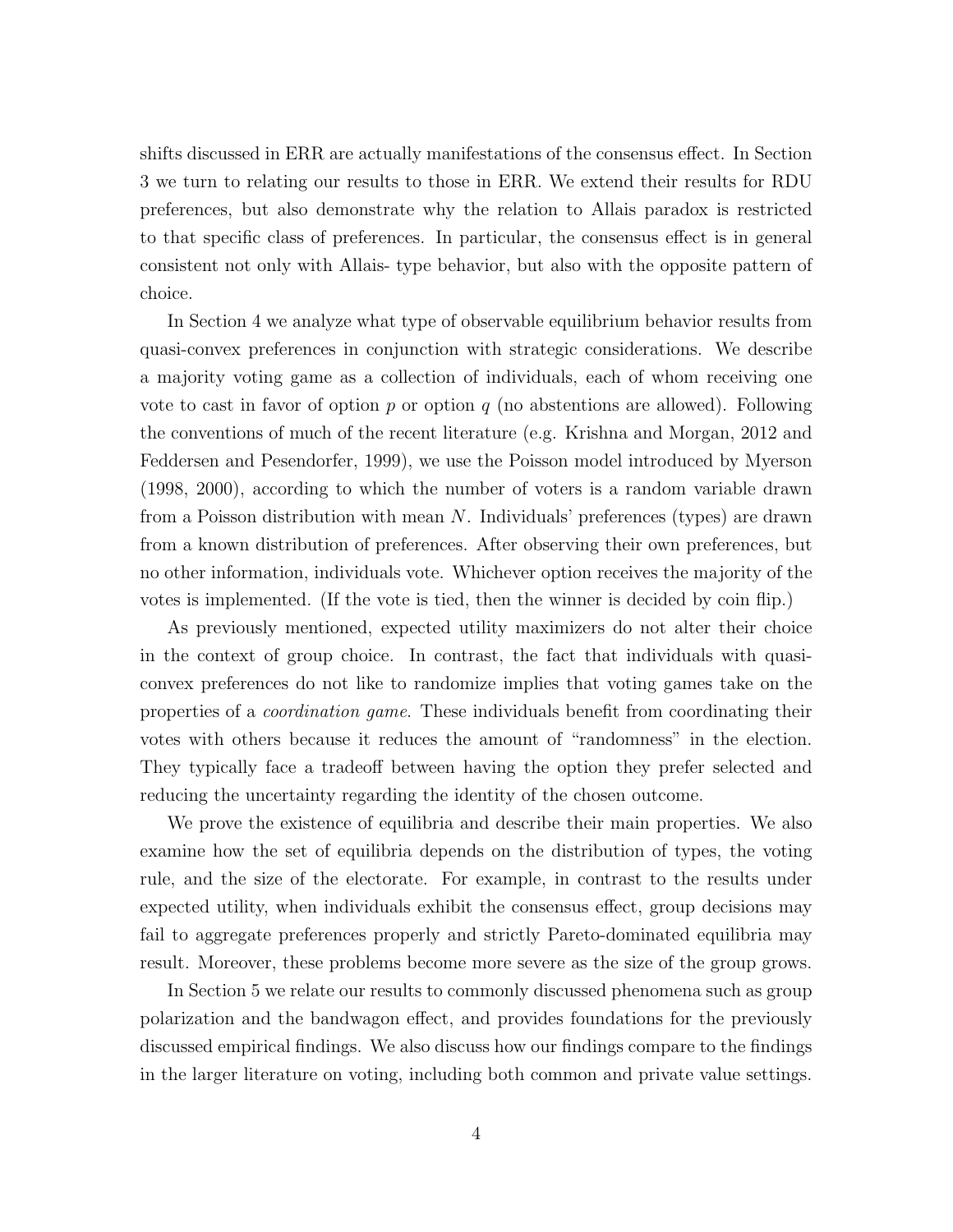shifts discussed in ERR are actually manifestations of the consensus effect. In Section 3 we turn to relating our results to those in ERR. We extend their results for RDU preferences, but also demonstrate why the relation to Allais paradox is restricted to that specific class of preferences. In particular, the consensus effect is in general consistent not only with Allais- type behavior, but also with the opposite pattern of choice.

In Section 4 we analyze what type of observable equilibrium behavior results from quasi-convex preferences in conjunction with strategic considerations. We describe a majority voting game as a collection of individuals, each of whom receiving one vote to cast in favor of option $p$ or option $q$ (no abstentions are allowed). Following the conventions of much of the recent literature (e.g. Krishna and Morgan, 2012 and Feddersen and Pesendorfer, 1999), we use the Poisson model introduced by Myerson (1998, 2000), according to which the number of voters is a random variable drawn from a Poisson distribution with mean $N$. Individuals' preferences (types) are drawn from a known distribution of preferences. After observing their own preferences, but no other information, individuals vote. Whichever option receives the majority of the votes is implemented. (If the vote is tied, then the winner is decided by coin flip.)

As previously mentioned, expected utility maximizers do not alter their choice in the context of group choice. In contrast, the fact that individuals with quasi-convex preferences do not like to randomize implies that voting games take on the properties of a *coordination game*. These individuals benefit from coordinating their votes with others because it reduces the amount of "randomness" in the election. They typically face a tradeoff between having the option they prefer selected and reducing the uncertainty regarding the identity of the chosen outcome.

We prove the existence of equilibria and describe their main properties. We also examine how the set of equilibria depends on the distribution of types, the voting rule, and the size of the electorate. For example, in contrast to the results under expected utility, when individuals exhibit the consensus effect, group decisions may fail to aggregate preferences properly and strictly Pareto-dominated equilibria may result. Moreover, these problems become more severe as the size of the group grows.

In Section 5 we relate our results to commonly discussed phenomena such as group polarization and the bandwagon effect, and provides foundations for the previously discussed empirical findings. We also discuss how our findings compare to the findings in the larger literature on voting, including both common and private value settings.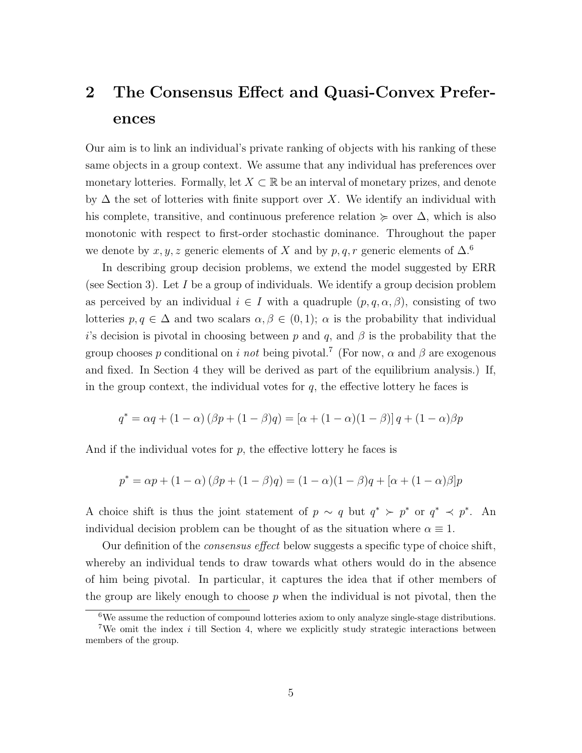## 2 The Consensus Effect and Quasi-Convex Preferences

Our aim is to link an individual's private ranking of objects with his ranking of these same objects in a group context. We assume that any individual has preferences over monetary lotteries. Formally, let $X \subset \mathbb{R}$ be an interval of monetary prizes, and denote by $\Delta$ the set of lotteries with finite support over $X$. We identify an individual with his complete, transitive, and continuous preference relation $\succcurlyeq$ over $\Delta$, which is also monotonic with respect to first-order stochastic dominance. Throughout the paper we denote by $x, y, z$ generic elements of $X$ and by $p, q, r$ generic elements of $\Delta$.[6]

In describing group decision problems, we extend the model suggested by ERR (see Section 3). Let $I$ be a group of individuals. We identify a group decision problem as perceived by an individual $i \in I$ with a quadruple $(p, q, \alpha, \beta)$, consisting of two lotteries $p, q \in \Delta$ and two scalars $\alpha, \beta \in (0, 1)$; $\alpha$ is the probability that individual $i$'s decision is pivotal in choosing between $p$ and $q$, and $\beta$ is the probability that the group chooses $p$ conditional on $i$ *not* being pivotal.[7] (For now, $\alpha$ and $\beta$ are exogenous and fixed. In Section 4 they will be derived as part of the equilibrium analysis.) If, in the group context, the individual votes for $q$, the effective lottery he faces is

$$q^* = \alpha q + (1 - \alpha)\left(\beta p + (1 - \beta)q\right) = \left[\alpha + (1 - \alpha)(1 - \beta)\right] q + (1 - \alpha)\beta p$$

And if the individual votes for $p$, the effective lottery he faces is

$$p^* = \alpha p + (1 - \alpha)\left(\beta p + (1 - \beta)q\right) = (1 - \alpha)(1 - \beta)q + [\alpha + (1 - \alpha)\beta]p$$

A choice shift is thus the joint statement of $p \sim q$ but $q^* \succ p^*$ or $q^* \prec p^*$. An individual decision problem can be thought of as the situation where $\alpha \equiv 1$.

Our definition of the *consensus effect* below suggests a specific type of choice shift, whereby an individual tends to draw towards what others would do in the absence of him being pivotal. In particular, it captures the idea that if other members of the group are likely enough to choose $p$ when the individual is not pivotal, then the

[6] We assume the reduction of compound lotteries axiom to only analyze single-stage distributions.

[7] We omit the index $i$ till Section 4, where we explicitly study strategic interactions between members of the group.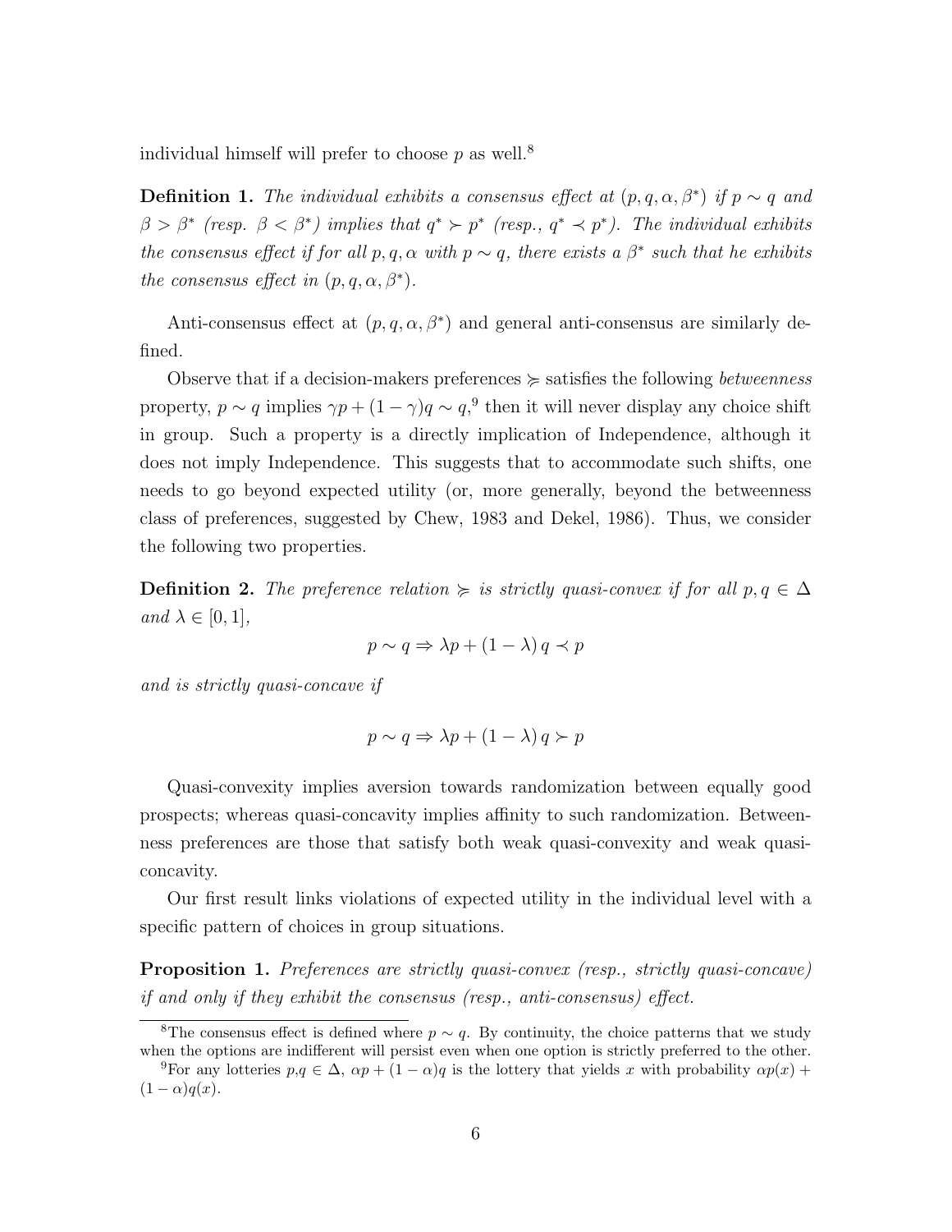individual himself will prefer to choose $p$ as well.[8]

**Definition 1.** *The individual exhibits a consensus effect at $(p, q, \alpha, \beta^*)$ if $p \sim q$ and $\beta > \beta^*$ (resp. $\beta < \beta^*$) implies that $q^* \succ p^*$ (resp., $q^* \prec p^*$). The individual exhibits the consensus effect if for all $p, q, \alpha$ with $p \sim q$, there exists a $\beta^*$ such that he exhibits the consensus effect in $(p, q, \alpha, \beta^*)$.*

Anti-consensus effect at $(p, q, \alpha, \beta^*)$ and general anti-consensus are similarly defined.

Observe that if a decision-makers preferences $\succcurlyeq$ satisfies the following *betweenness* property, $p \sim q$ implies $\gamma p + (1 - \gamma)q \sim q$,[9] then it will never display any choice shift in group. Such a property is a directly implication of Independence, although it does not imply Independence. This suggests that to accommodate such shifts, one needs to go beyond expected utility (or, more generally, beyond the betweenness class of preferences, suggested by Chew, 1983 and Dekel, 1986). Thus, we consider the following two properties.

**Definition 2.** *The preference relation $\succcurlyeq$ is strictly quasi-convex if for all $p, q \in \Delta$ and $\lambda \in [0, 1]$,*

$$p \sim q \Rightarrow \lambda p + (1 - \lambda) q \prec p$$

*and is strictly quasi-concave if*

$$p \sim q \Rightarrow \lambda p + (1 - \lambda) q \succ p$$

Quasi-convexity implies aversion towards randomization between equally good prospects; whereas quasi-concavity implies affinity to such randomization. Betweenness preferences are those that satisfy both weak quasi-convexity and weak quasi-concavity.

Our first result links violations of expected utility in the individual level with a specific pattern of choices in group situations.

**Proposition 1.** *Preferences are strictly quasi-convex (resp., strictly quasi-concave) if and only if they exhibit the consensus (resp., anti-consensus) effect.*

[8] The consensus effect is defined where $p \sim q$. By continuity, the choice patterns that we study when the options are indifferent will persist even when one option is strictly preferred to the other.

[9] For any lotteries $p, q \in \Delta$, $\alpha p + (1 - \alpha)q$ is the lottery that yields $x$ with probability $\alpha p(x) + (1 - \alpha)q(x)$.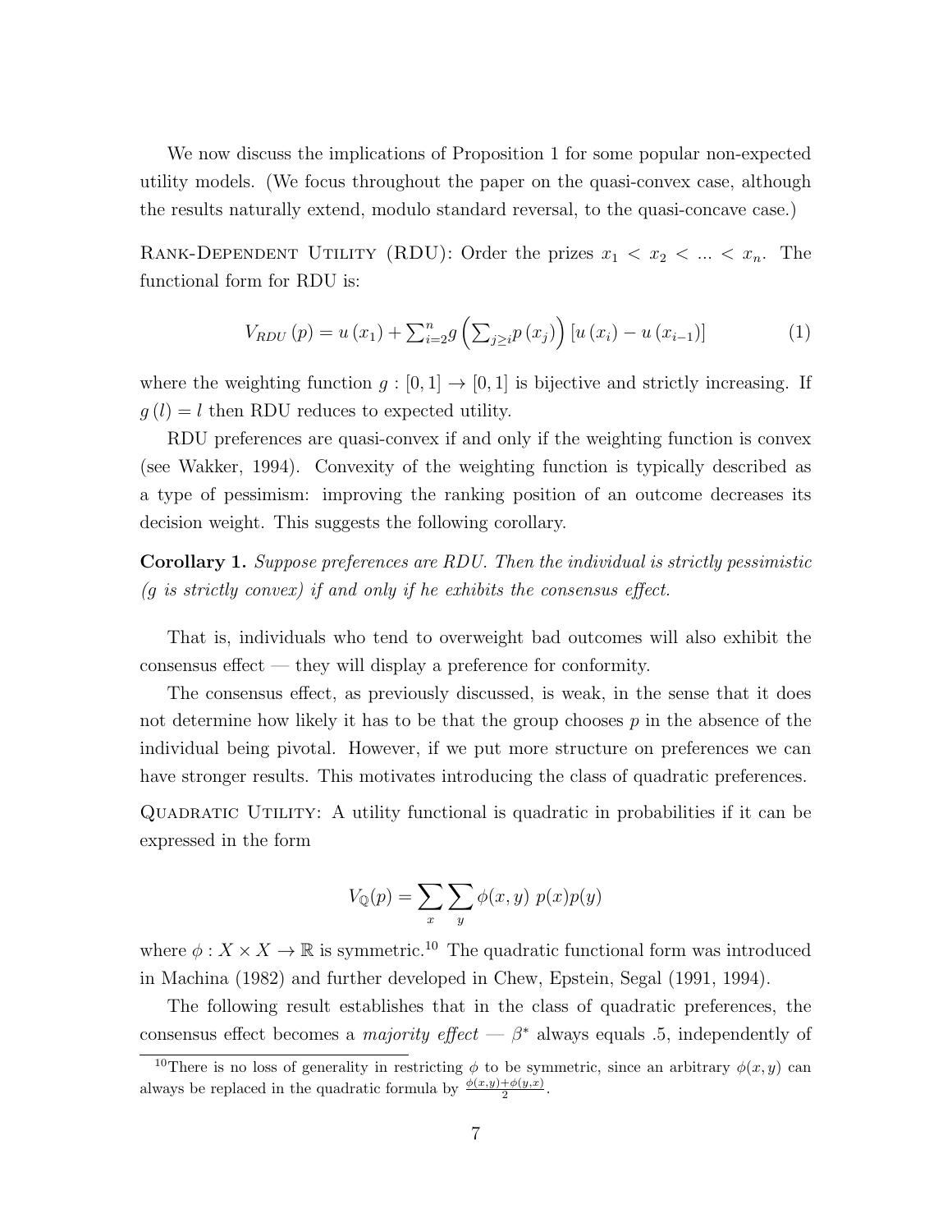We now discuss the implications of Proposition 1 for some popular non-expected utility models. (We focus throughout the paper on the quasi-convex case, although the results naturally extend, modulo standard reversal, to the quasi-concave case.)

Rank-Dependent Utility (RDU): Order the prizes $x_1 < x_2 < ... < x_n$. The functional form for RDU is:

$$V_{RDU}(p) = u(x_1) + \sum_{i=2}^{n} g\left(\sum_{j \geq i} p(x_j)\right)[u(x_i) - u(x_{i-1})] \tag{1}$$

where the weighting function $g : [0,1] \to [0,1]$ is bijective and strictly increasing. If $g(l) = l$ then RDU reduces to expected utility.

RDU preferences are quasi-convex if and only if the weighting function is convex (see Wakker, 1994). Convexity of the weighting function is typically described as a type of pessimism: improving the ranking position of an outcome decreases its decision weight. This suggests the following corollary.

**Corollary 1.** *Suppose preferences are RDU. Then the individual is strictly pessimistic (g is strictly convex) if and only if he exhibits the consensus effect.*

That is, individuals who tend to overweight bad outcomes will also exhibit the consensus effect — they will display a preference for conformity.

The consensus effect, as previously discussed, is weak, in the sense that it does not determine how likely it has to be that the group chooses $p$ in the absence of the individual being pivotal. However, if we put more structure on preferences we can have stronger results. This motivates introducing the class of quadratic preferences.

Quadratic Utility: A utility functional is quadratic in probabilities if it can be expressed in the form

$$V_{\mathbb{Q}}(p) = \sum_x \sum_y \phi(x, y)\; p(x)p(y)$$

where $\phi : X \times X \to \mathbb{R}$ is symmetric.[10] The quadratic functional form was introduced in Machina (1982) and further developed in Chew, Epstein, Segal (1991, 1994).

The following result establishes that in the class of quadratic preferences, the consensus effect becomes a *majority effect* — $\beta^*$ always equals .5, independently of

[10] There is no loss of generality in restricting $\phi$ to be symmetric, since an arbitrary $\phi(x, y)$ can always be replaced in the quadratic formula by $\frac{\phi(x,y)+\phi(y,x)}{2}$.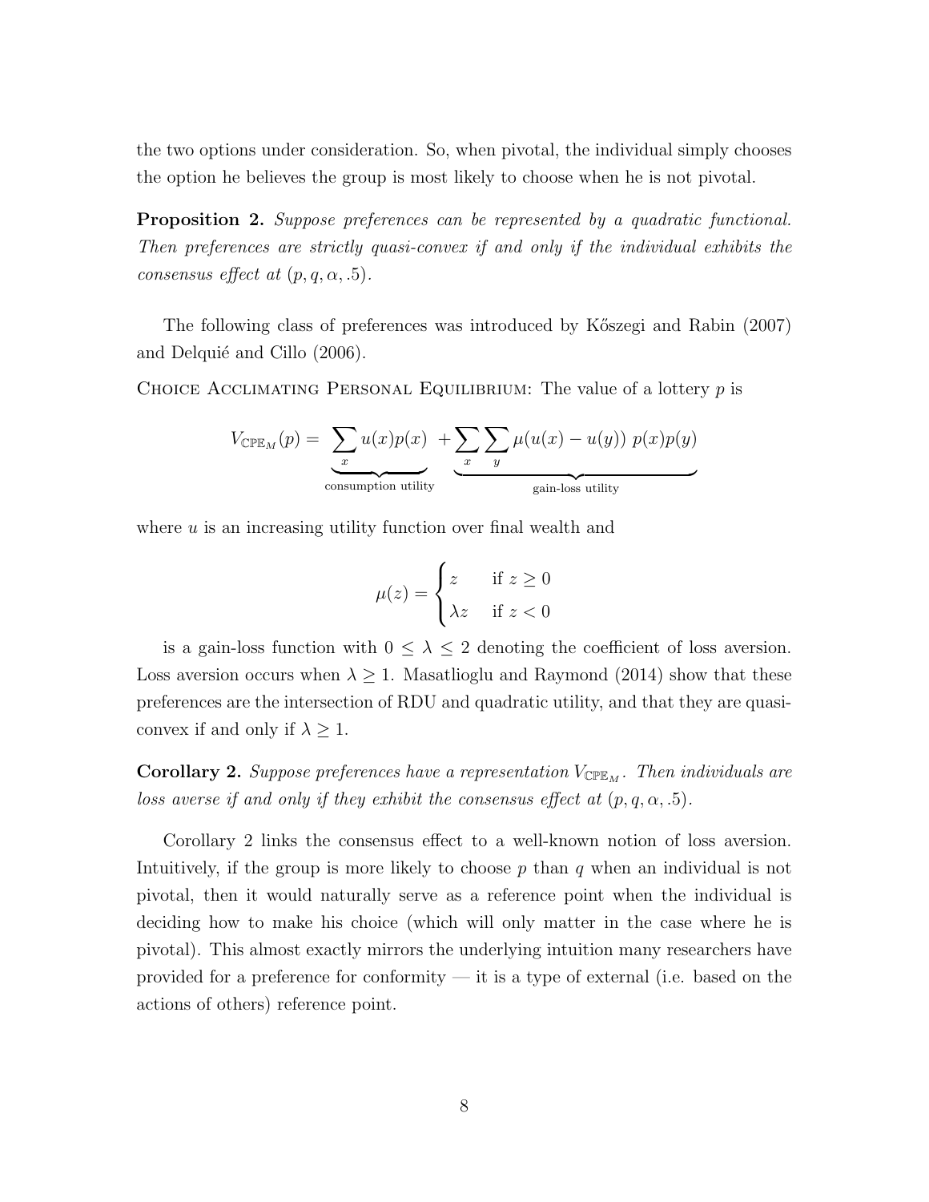the two options under consideration. So, when pivotal, the individual simply chooses the option he believes the group is most likely to choose when he is not pivotal.

**Proposition 2.** *Suppose preferences can be represented by a quadratic functional. Then preferences are strictly quasi-convex if and only if the individual exhibits the consensus effect at* $(p, q, \alpha, .5)$.

The following class of preferences was introduced by Kőszegi and Rabin (2007) and Delquié and Cillo (2006).

Choice Acclimating Personal Equilibrium: The value of a lottery $p$ is

$$V_{\mathbb{CPE}_M}(p) = \underbrace{\sum_x u(x)p(x)}_{\text{consumption utility}} + \underbrace{\sum_x \sum_y \mu(u(x) - u(y))\ p(x)p(y)}_{\text{gain-loss utility}}$$

where $u$ is an increasing utility function over final wealth and

$$\mu(z) = \begin{cases} z & \text{if } z \geq 0 \\ \lambda z & \text{if } z < 0 \end{cases}$$

is a gain-loss function with $0 \leq \lambda \leq 2$ denoting the coefficient of loss aversion. Loss aversion occurs when $\lambda \geq 1$. Masatlioglu and Raymond (2014) show that these preferences are the intersection of RDU and quadratic utility, and that they are quasi-convex if and only if $\lambda \geq 1$.

**Corollary 2.** *Suppose preferences have a representation* $V_{\mathbb{CPE}_M}$. *Then individuals are loss averse if and only if they exhibit the consensus effect at* $(p, q, \alpha, .5)$.

Corollary 2 links the consensus effect to a well-known notion of loss aversion. Intuitively, if the group is more likely to choose $p$ than $q$ when an individual is not pivotal, then it would naturally serve as a reference point when the individual is deciding how to make his choice (which will only matter in the case where he is pivotal). This almost exactly mirrors the underlying intuition many researchers have provided for a preference for conformity — it is a type of external (i.e. based on the actions of others) reference point.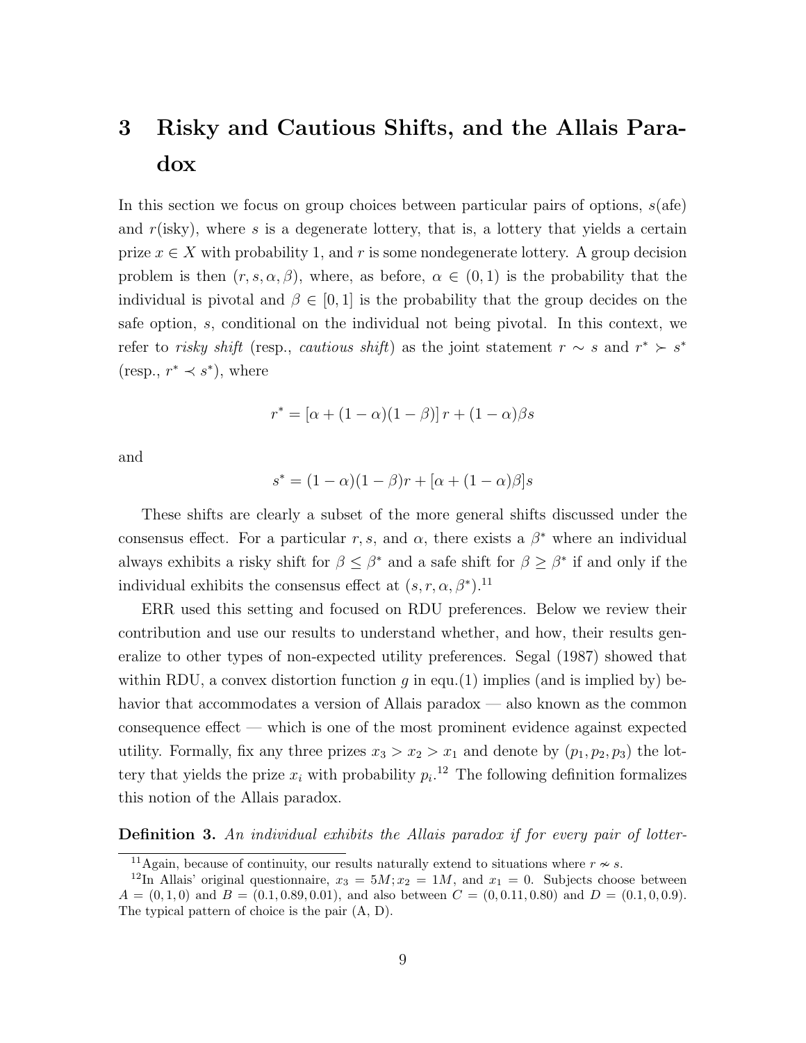# 3 Risky and Cautious Shifts, and the Allais Paradox

In this section we focus on group choices between particular pairs of options, $s$(afe) and $r$(isky), where $s$ is a degenerate lottery, that is, a lottery that yields a certain prize $x \in X$ with probability 1, and $r$ is some nondegenerate lottery. A group decision problem is then $(r, s, \alpha, \beta)$, where, as before, $\alpha \in (0, 1)$ is the probability that the individual is pivotal and $\beta \in [0, 1]$ is the probability that the group decides on the safe option, $s$, conditional on the individual not being pivotal. In this context, we refer to *risky shift* (resp., *cautious shift*) as the joint statement $r \sim s$ and $r^* \succ s^*$ (resp., $r^* \prec s^*$), where

$$r^* = [\alpha + (1 - \alpha)(1 - \beta)]\, r + (1 - \alpha)\beta s$$

and

$$s^* = (1 - \alpha)(1 - \beta)r + [\alpha + (1 - \alpha)\beta]s$$

These shifts are clearly a subset of the more general shifts discussed under the consensus effect. For a particular $r, s$, and $\alpha$, there exists a $\beta^*$ where an individual always exhibits a risky shift for $\beta \leq \beta^*$ and a safe shift for $\beta \geq \beta^*$ if and only if the individual exhibits the consensus effect at $(s, r, \alpha, \beta^*)$.[11]

ERR used this setting and focused on RDU preferences. Below we review their contribution and use our results to understand whether, and how, their results generalize to other types of non-expected utility preferences. Segal (1987) showed that within RDU, a convex distortion function $g$ in equ.(1) implies (and is implied by) behavior that accommodates a version of Allais paradox — also known as the common consequence effect — which is one of the most prominent evidence against expected utility. Formally, fix any three prizes $x_3 > x_2 > x_1$ and denote by $(p_1, p_2, p_3)$ the lottery that yields the prize $x_i$ with probability $p_i$.[12] The following definition formalizes this notion of the Allais paradox.

**Definition 3.** *An individual exhibits the Allais paradox if for every pair of lotter-*

[11] Again, because of continuity, our results naturally extend to situations where $r \nsim s$.

[12] In Allais' original questionnaire, $x_3 = 5M; x_2 = 1M$, and $x_1 = 0$. Subjects choose between $A = (0, 1, 0)$ and $B = (0.1, 0.89, 0.01)$, and also between $C = (0, 0.11, 0.80)$ and $D = (0.1, 0, 0.9)$. The typical pattern of choice is the pair (A, D).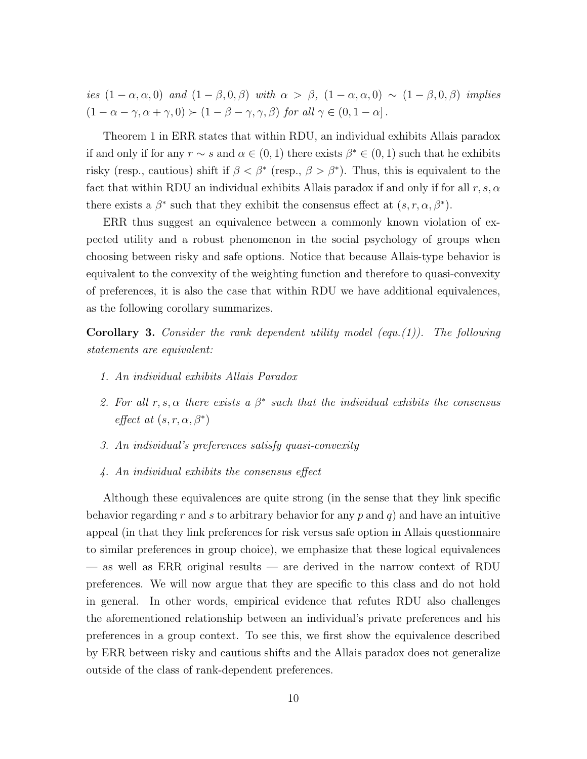*ies* $(1-\alpha, \alpha, 0)$ *and* $(1-\beta, 0, \beta)$ *with* $\alpha > \beta$, $(1-\alpha, \alpha, 0) \sim (1-\beta, 0, \beta)$ *implies* $(1-\alpha-\gamma, \alpha+\gamma, 0) \succ (1-\beta-\gamma, \gamma, \beta)$ *for all* $\gamma \in (0, 1-\alpha]$.

Theorem 1 in ERR states that within RDU, an individual exhibits Allais paradox if and only if for any $r \sim s$ and $\alpha \in (0,1)$ there exists $\beta^* \in (0,1)$ such that he exhibits risky (resp., cautious) shift if $\beta < \beta^*$ (resp., $\beta > \beta^*$). Thus, this is equivalent to the fact that within RDU an individual exhibits Allais paradox if and only if for all $r, s, \alpha$ there exists a $\beta^*$ such that they exhibit the consensus effect at $(s, r, \alpha, \beta^*)$.

ERR thus suggest an equivalence between a commonly known violation of expected utility and a robust phenomenon in the social psychology of groups when choosing between risky and safe options. Notice that because Allais-type behavior is equivalent to the convexity of the weighting function and therefore to quasi-convexity of preferences, it is also the case that within RDU we have additional equivalences, as the following corollary summarizes.

**Corollary 3.** *Consider the rank dependent utility model (equ.(1)). The following statements are equivalent:*

1. *An individual exhibits Allais Paradox*
2. *For all* $r, s, \alpha$ *there exists a* $\beta^*$ *such that the individual exhibits the consensus effect at* $(s, r, \alpha, \beta^*)$
3. *An individual's preferences satisfy quasi-convexity*
4. *An individual exhibits the consensus effect*

Although these equivalences are quite strong (in the sense that they link specific behavior regarding $r$ and $s$ to arbitrary behavior for any $p$ and $q$) and have an intuitive appeal (in that they link preferences for risk versus safe option in Allais questionnaire to similar preferences in group choice), we emphasize that these logical equivalences — as well as ERR original results — are derived in the narrow context of RDU preferences. We will now argue that they are specific to this class and do not hold in general. In other words, empirical evidence that refutes RDU also challenges the aforementioned relationship between an individual's private preferences and his preferences in a group context. To see this, we first show the equivalence described by ERR between risky and cautious shifts and the Allais paradox does not generalize outside of the class of rank-dependent preferences.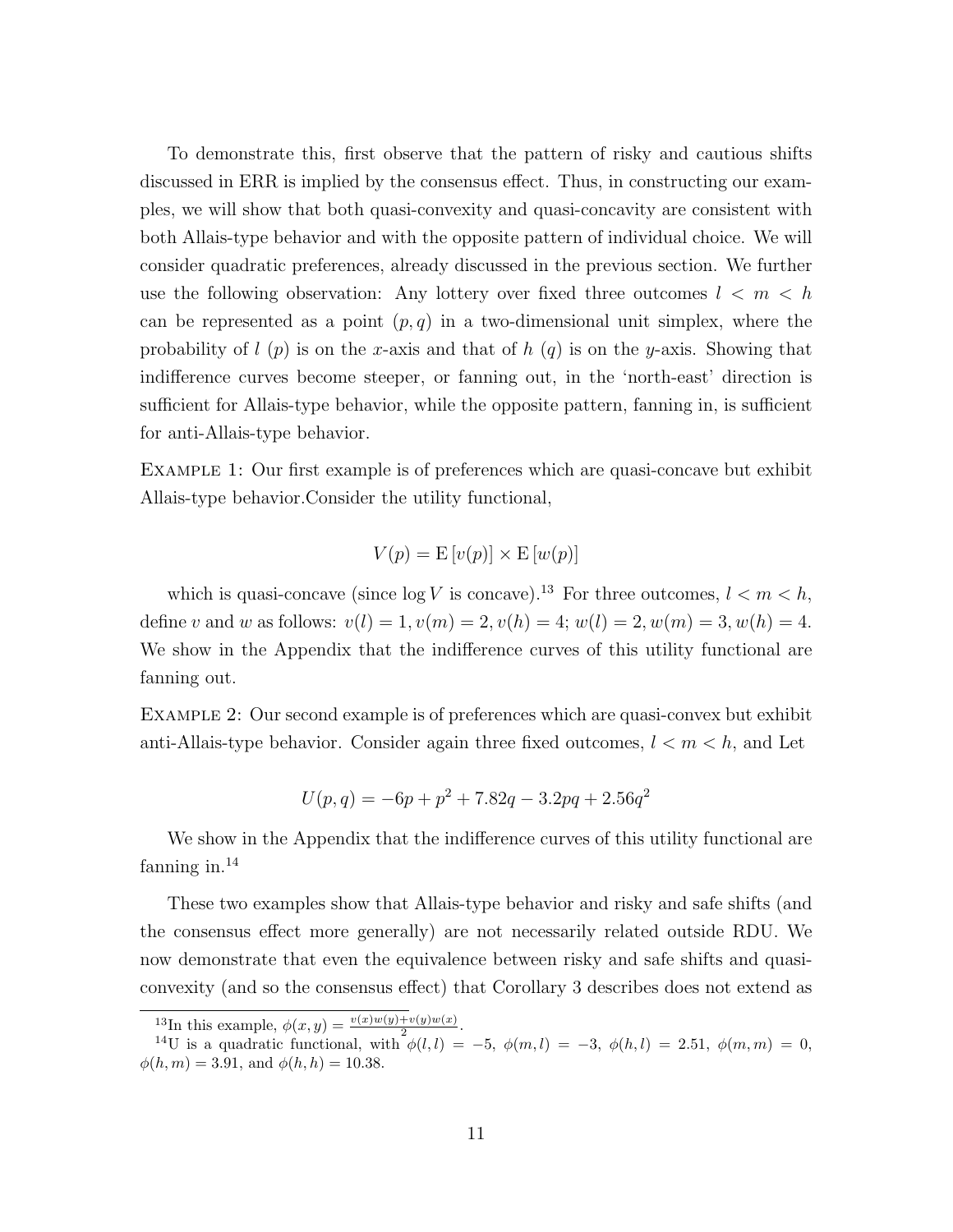To demonstrate this, first observe that the pattern of risky and cautious shifts discussed in ERR is implied by the consensus effect. Thus, in constructing our examples, we will show that both quasi-convexity and quasi-concavity are consistent with both Allais-type behavior and with the opposite pattern of individual choice. We will consider quadratic preferences, already discussed in the previous section. We further use the following observation: Any lottery over fixed three outcomes $l < m < h$ can be represented as a point $(p, q)$ in a two-dimensional unit simplex, where the probability of $l$ ($p$) is on the $x$-axis and that of $h$ ($q$) is on the $y$-axis. Showing that indifference curves become steeper, or fanning out, in the 'north-east' direction is sufficient for Allais-type behavior, while the opposite pattern, fanning in, is sufficient for anti-Allais-type behavior.

Example 1: Our first example is of preferences which are quasi-concave but exhibit Allais-type behavior.Consider the utility functional,

$$V(p) = \mathrm{E}\left[v(p)\right] \times \mathrm{E}\left[w(p)\right]$$

which is quasi-concave (since $\log V$ is concave).[13] For three outcomes, $l < m < h$, define $v$ and $w$ as follows: $v(l) = 1, v(m) = 2, v(h) = 4$; $w(l) = 2, w(m) = 3, w(h) = 4$. We show in the Appendix that the indifference curves of this utility functional are fanning out.

Example 2: Our second example is of preferences which are quasi-convex but exhibit anti-Allais-type behavior. Consider again three fixed outcomes, $l < m < h$, and Let

$$U(p, q) = -6p + p^2 + 7.82q - 3.2pq + 2.56q^2$$

We show in the Appendix that the indifference curves of this utility functional are fanning in.[14]

These two examples show that Allais-type behavior and risky and safe shifts (and the consensus effect more generally) are not necessarily related outside RDU. We now demonstrate that even the equivalence between risky and safe shifts and quasi-convexity (and so the consensus effect) that Corollary 3 describes does not extend as

[13] In this example, $\phi(x, y) = \frac{v(x)w(y)+v(y)w(x)}{2}$.

[14] U is a quadratic functional, with $\phi(l, l) = -5$, $\phi(m, l) = -3$, $\phi(h, l) = 2.51$, $\phi(m, m) = 0$, $\phi(h, m) = 3.91$, and $\phi(h, h) = 10.38$.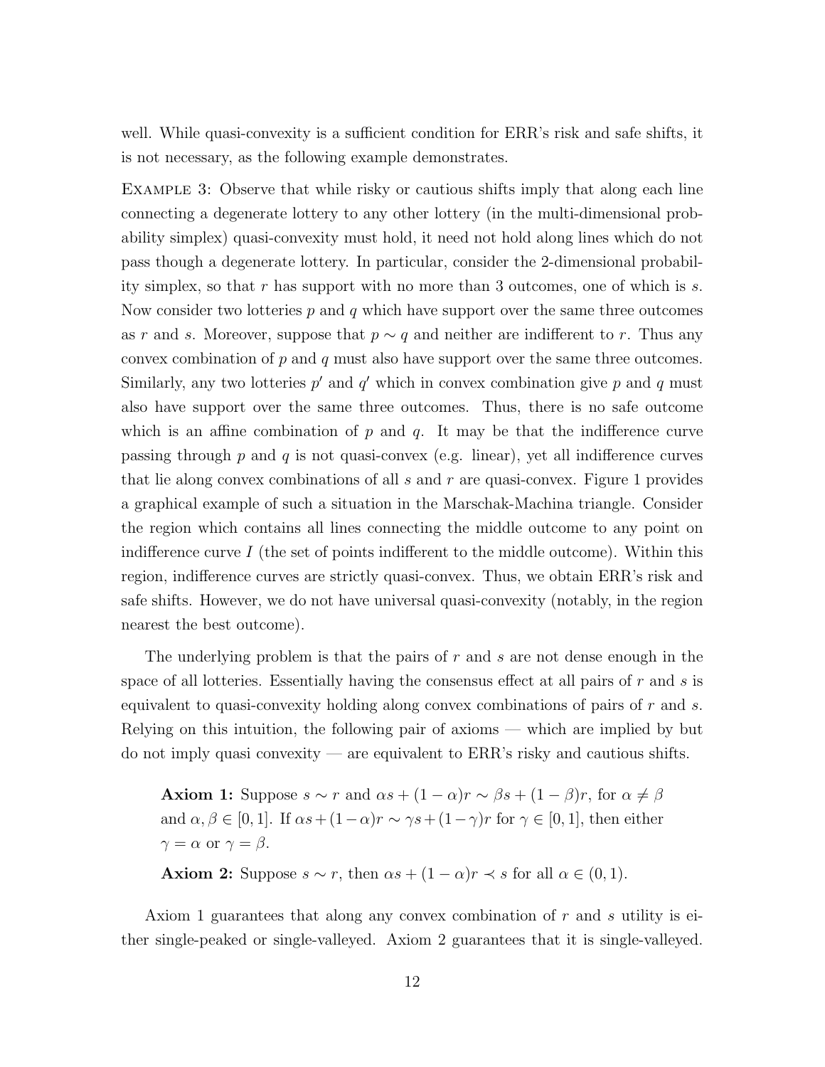well. While quasi-convexity is a sufficient condition for ERR's risk and safe shifts, it is not necessary, as the following example demonstrates.

Example 3: Observe that while risky or cautious shifts imply that along each line connecting a degenerate lottery to any other lottery (in the multi-dimensional probability simplex) quasi-convexity must hold, it need not hold along lines which do not pass though a degenerate lottery. In particular, consider the 2-dimensional probability simplex, so that $r$ has support with no more than 3 outcomes, one of which is $s$. Now consider two lotteries $p$ and $q$ which have support over the same three outcomes as $r$ and $s$. Moreover, suppose that $p \sim q$ and neither are indifferent to $r$. Thus any convex combination of $p$ and $q$ must also have support over the same three outcomes. Similarly, any two lotteries $p'$ and $q'$ which in convex combination give $p$ and $q$ must also have support over the same three outcomes. Thus, there is no safe outcome which is an affine combination of $p$ and $q$. It may be that the indifference curve passing through $p$ and $q$ is not quasi-convex (e.g. linear), yet all indifference curves that lie along convex combinations of all $s$ and $r$ are quasi-convex. Figure 1 provides a graphical example of such a situation in the Marschak-Machina triangle. Consider the region which contains all lines connecting the middle outcome to any point on indifference curve $I$ (the set of points indifferent to the middle outcome). Within this region, indifference curves are strictly quasi-convex. Thus, we obtain ERR's risk and safe shifts. However, we do not have universal quasi-convexity (notably, in the region nearest the best outcome).

The underlying problem is that the pairs of $r$ and $s$ are not dense enough in the space of all lotteries. Essentially having the consensus effect at all pairs of $r$ and $s$ is equivalent to quasi-convexity holding along convex combinations of pairs of $r$ and $s$. Relying on this intuition, the following pair of axioms — which are implied by but do not imply quasi convexity — are equivalent to ERR's risky and cautious shifts.

> **Axiom 1:** Suppose $s \sim r$ and $\alpha s + (1-\alpha)r \sim \beta s + (1-\beta)r$, for $\alpha \neq \beta$ and $\alpha, \beta \in [0,1]$. If $\alpha s + (1-\alpha)r \sim \gamma s + (1-\gamma)r$ for $\gamma \in [0,1]$, then either $\gamma = \alpha$ or $\gamma = \beta$.
>
> **Axiom 2:** Suppose $s \sim r$, then $\alpha s + (1-\alpha)r \prec s$ for all $\alpha \in (0,1)$.

Axiom 1 guarantees that along any convex combination of $r$ and $s$ utility is either single-peaked or single-valleyed. Axiom 2 guarantees that it is single-valleyed.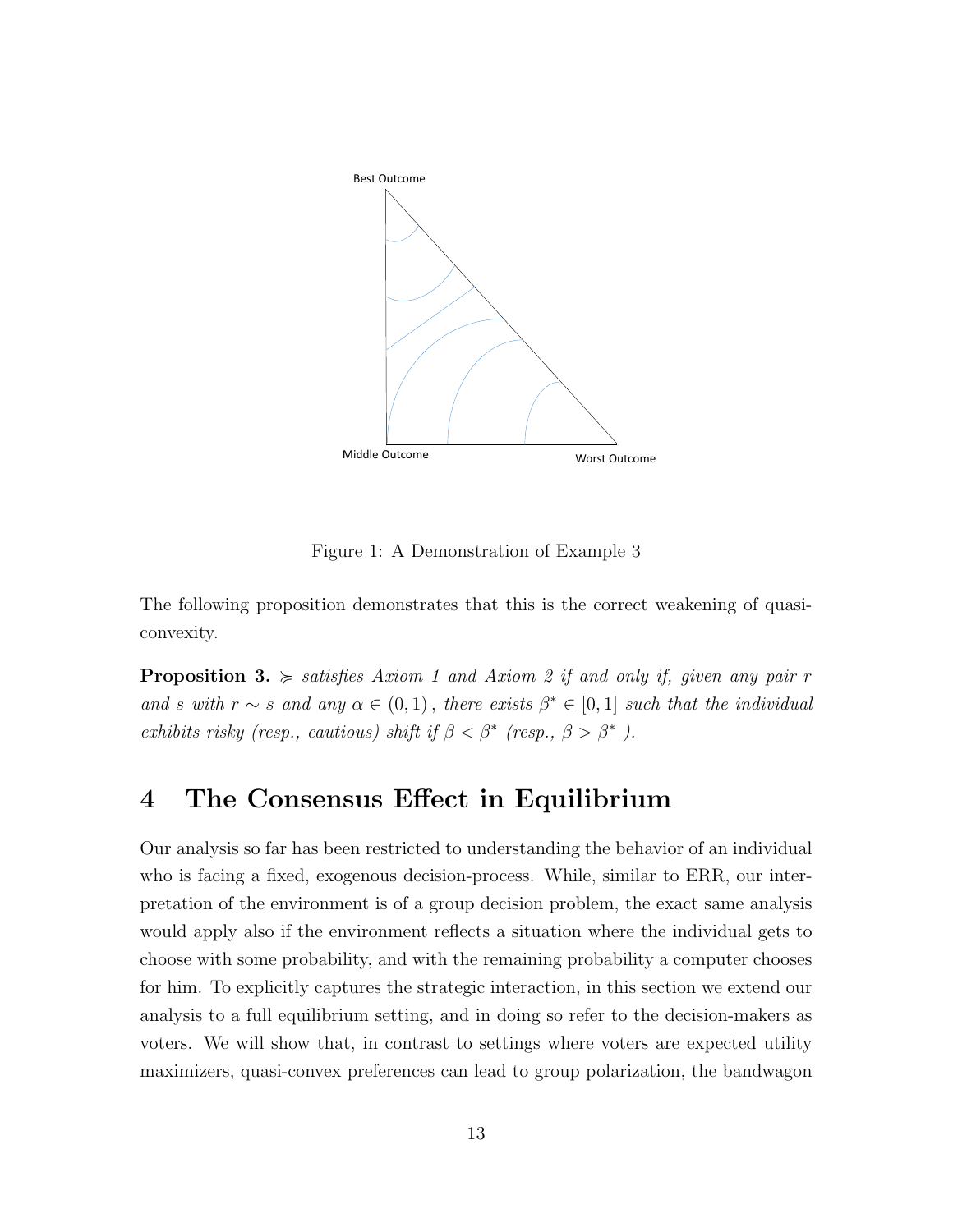Best Outcome

Middle Outcome

Worst Outcome

Figure 1: A Demonstration of Example 3

The following proposition demonstrates that this is the correct weakening of quasi-convexity.

**Proposition 3.** *$\succcurlyeq$ satisfies Axiom 1 and Axiom 2 if and only if, given any pair $r$ and $s$ with $r \sim s$ and any $\alpha \in (0,1)$, there exists $\beta^* \in [0,1]$ such that the individual exhibits risky (resp., cautious) shift if $\beta < \beta^*$ (resp., $\beta > \beta^*$ ).*

# 4 The Consensus Effect in Equilibrium

Our analysis so far has been restricted to understanding the behavior of an individual who is facing a fixed, exogenous decision-process. While, similar to ERR, our interpretation of the environment is of a group decision problem, the exact same analysis would apply also if the environment reflects a situation where the individual gets to choose with some probability, and with the remaining probability a computer chooses for him. To explicitly captures the strategic interaction, in this section we extend our analysis to a full equilibrium setting, and in doing so refer to the decision-makers as voters. We will show that, in contrast to settings where voters are expected utility maximizers, quasi-convex preferences can lead to group polarization, the bandwagon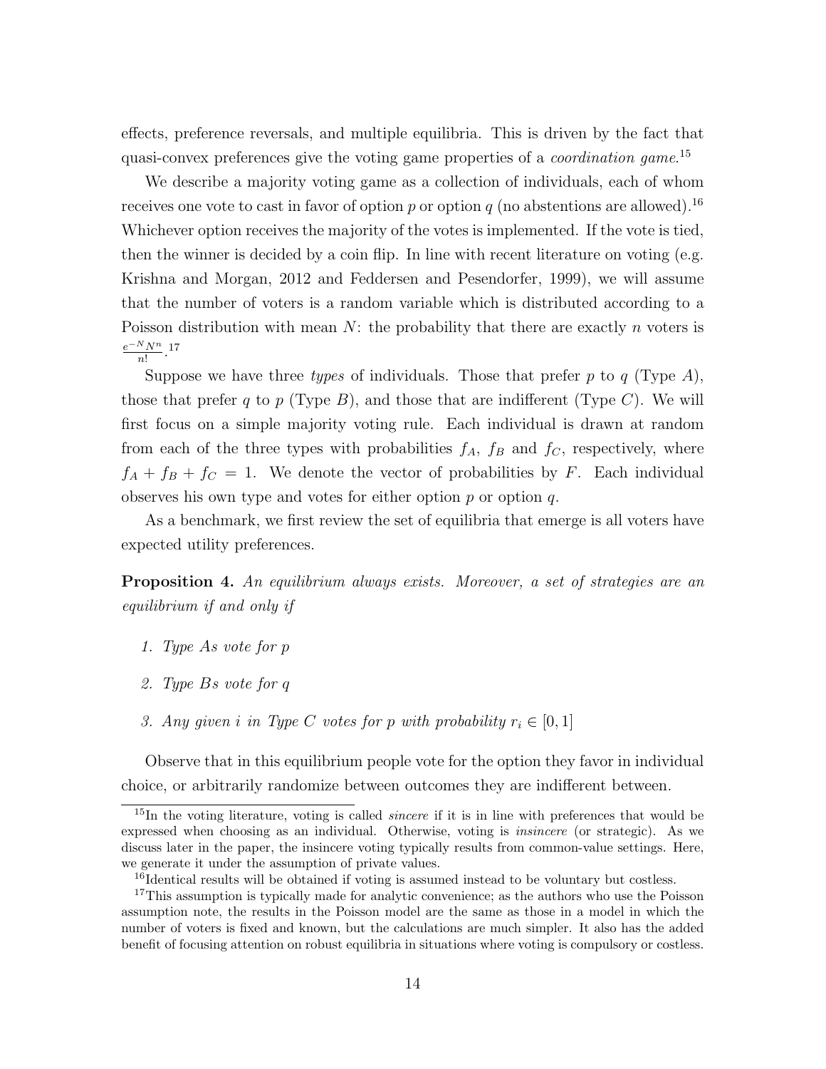effects, preference reversals, and multiple equilibria. This is driven by the fact that quasi-convex preferences give the voting game properties of a *coordination game*.[15]

We describe a majority voting game as a collection of individuals, each of whom receives one vote to cast in favor of option $p$ or option $q$ (no abstentions are allowed).[16] Whichever option receives the majority of the votes is implemented. If the vote is tied, then the winner is decided by a coin flip. In line with recent literature on voting (e.g. Krishna and Morgan, 2012 and Feddersen and Pesendorfer, 1999), we will assume that the number of voters is a random variable which is distributed according to a Poisson distribution with mean $N$: the probability that there are exactly $n$ voters is $\frac{e^{-N}N^n}{n!}$.[17]

Suppose we have three *types* of individuals. Those that prefer $p$ to $q$ (Type $A$), those that prefer $q$ to $p$ (Type $B$), and those that are indifferent (Type $C$). We will first focus on a simple majority voting rule. Each individual is drawn at random from each of the three types with probabilities $f_A$, $f_B$ and $f_C$, respectively, where $f_A + f_B + f_C = 1$. We denote the vector of probabilities by $F$. Each individual observes his own type and votes for either option $p$ or option $q$.

As a benchmark, we first review the set of equilibria that emerge is all voters have expected utility preferences.

**Proposition 4.** *An equilibrium always exists. Moreover, a set of strategies are an equilibrium if and only if*

1. *Type $A$s vote for $p$*
2. *Type $B$s vote for $q$*
3. *Any given $i$ in Type $C$ votes for $p$ with probability $r_i \in [0, 1]$*

Observe that in this equilibrium people vote for the option they favor in individual choice, or arbitrarily randomize between outcomes they are indifferent between.

---

[15] In the voting literature, voting is called *sincere* if it is in line with preferences that would be expressed when choosing as an individual. Otherwise, voting is *insincere* (or strategic). As we discuss later in the paper, the insincere voting typically results from common-value settings. Here, we generate it under the assumption of private values.

[16] Identical results will be obtained if voting is assumed instead to be voluntary but costless.

[17] This assumption is typically made for analytic convenience; as the authors who use the Poisson assumption note, the results in the Poisson model are the same as those in a model in which the number of voters is fixed and known, but the calculations are much simpler. It also has the added benefit of focusing attention on robust equilibria in situations where voting is compulsory or costless.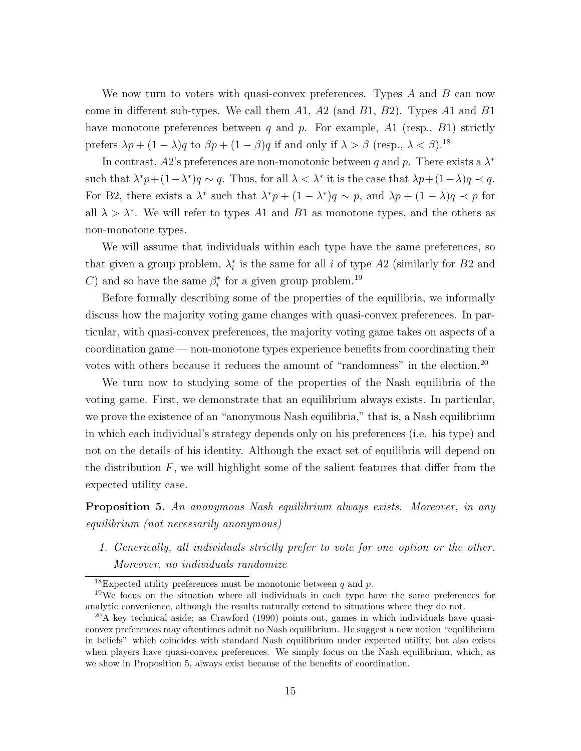We now turn to voters with quasi-convex preferences. Types $A$ and $B$ can now come in different sub-types. We call them $A1$, $A2$ (and $B1$, $B2$). Types $A1$ and $B1$ have monotone preferences between $q$ and $p$. For example, $A1$ (resp., $B1$) strictly prefers $\lambda p + (1-\lambda)q$ to $\beta p + (1-\beta)q$ if and only if $\lambda > \beta$ (resp., $\lambda < \beta$).[18]

In contrast, $A2$'s preferences are non-monotonic between $q$ and $p$. There exists a $\lambda^*$ such that $\lambda^* p + (1-\lambda^*)q \sim q$. Thus, for all $\lambda < \lambda^*$ it is the case that $\lambda p + (1-\lambda)q \prec q$. For B2, there exists a $\lambda^*$ such that $\lambda^* p + (1-\lambda^*)q \sim p$, and $\lambda p + (1-\lambda)q \prec p$ for all $\lambda > \lambda^*$. We will refer to types $A1$ and $B1$ as monotone types, and the others as non-monotone types.

We will assume that individuals within each type have the same preferences, so that given a group problem, $\lambda_i^*$ is the same for all $i$ of type $A2$ (similarly for $B2$ and $C$) and so have the same $\beta_i^*$ for a given group problem.[19]

Before formally describing some of the properties of the equilibria, we informally discuss how the majority voting game changes with quasi-convex preferences. In particular, with quasi-convex preferences, the majority voting game takes on aspects of a coordination game — non-monotone types experience benefits from coordinating their votes with others because it reduces the amount of "randomness" in the election.[20]

We turn now to studying some of the properties of the Nash equilibria of the voting game. First, we demonstrate that an equilibrium always exists. In particular, we prove the existence of an "anonymous Nash equilibria," that is, a Nash equilibrium in which each individual's strategy depends only on his preferences (i.e. his type) and not on the details of his identity. Although the exact set of equilibria will depend on the distribution $F$, we will highlight some of the salient features that differ from the expected utility case.

**Proposition 5.** *An anonymous Nash equilibrium always exists. Moreover, in any equilibrium (not necessarily anonymous)*

1. *Generically, all individuals strictly prefer to vote for one option or the other. Moreover, no individuals randomize*

---

[18] Expected utility preferences must be monotonic between $q$ and $p$.

[19] We focus on the situation where all individuals in each type have the same preferences for analytic convenience, although the results naturally extend to situations where they do not.

[20] A key technical aside; as Crawford (1990) points out, games in which individuals have quasi-convex preferences may oftentimes admit no Nash equilibrium. He suggest a new notion "equilibrium in beliefs" which coincides with standard Nash equilibrium under expected utility, but also exists when players have quasi-convex preferences. We simply focus on the Nash equilibrium, which, as we show in Proposition 5, always exist because of the benefits of coordination.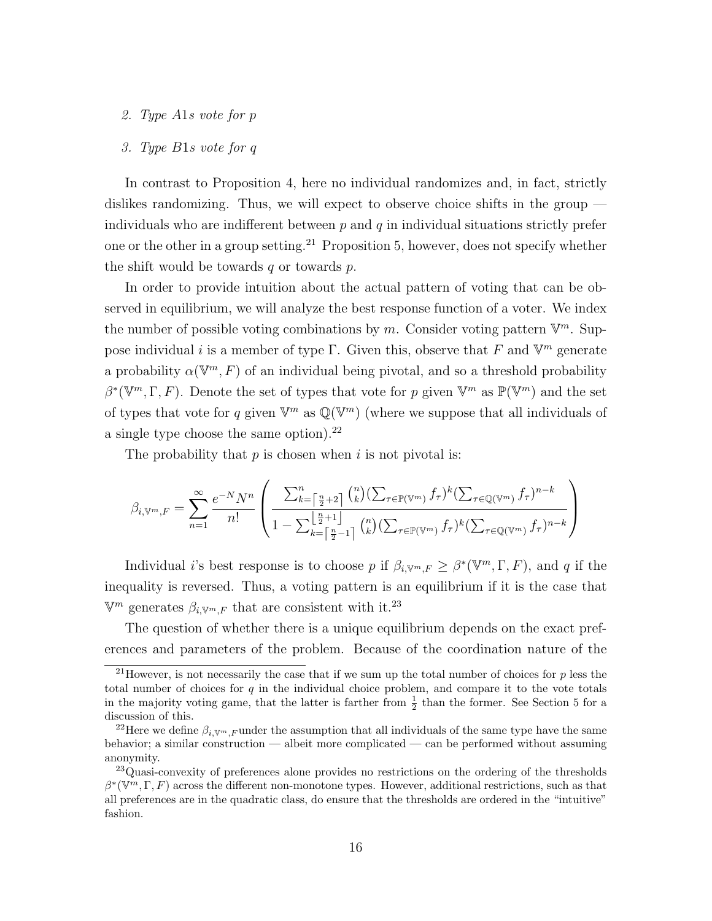2. *Type A1s vote for p*

3. *Type B1s vote for q*

In contrast to Proposition 4, here no individual randomizes and, in fact, strictly dislikes randomizing. Thus, we will expect to observe choice shifts in the group — individuals who are indifferent between $p$ and $q$ in individual situations strictly prefer one or the other in a group setting.[21] Proposition 5, however, does not specify whether the shift would be towards $q$ or towards $p$.

In order to provide intuition about the actual pattern of voting that can be observed in equilibrium, we will analyze the best response function of a voter. We index the number of possible voting combinations by $m$. Consider voting pattern $\mathbb{V}^m$. Suppose individual $i$ is a member of type $\Gamma$. Given this, observe that $F$ and $\mathbb{V}^m$ generate a probability $\alpha(\mathbb{V}^m, F)$ of an individual being pivotal, and so a threshold probability $\beta^*(\mathbb{V}^m, \Gamma, F)$. Denote the set of types that vote for $p$ given $\mathbb{V}^m$ as $\mathbb{P}(\mathbb{V}^m)$ and the set of types that vote for $q$ given $\mathbb{V}^m$ as $\mathbb{Q}(\mathbb{V}^m)$ (where we suppose that all individuals of a single type choose the same option).[22]

The probability that $p$ is chosen when $i$ is not pivotal is:

$$\beta_{i,\mathbb{V}^m,F} = \sum_{n=1}^{\infty} \frac{e^{-N}N^n}{n!} \left( \frac{\sum_{k=\lceil \frac{n}{2}+2 \rceil}^{n} \binom{n}{k} (\sum_{\tau \in \mathbb{P}(\mathbb{V}^m)} f_\tau)^k (\sum_{\tau \in \mathbb{Q}(\mathbb{V}^m)} f_\tau)^{n-k}}{1 - \sum_{k=\lceil \frac{n}{2}-1 \rceil}^{\lfloor \frac{n}{2}+1 \rfloor} \binom{n}{k} (\sum_{\tau \in \mathbb{P}(\mathbb{V}^m)} f_\tau)^k (\sum_{\tau \in \mathbb{Q}(\mathbb{V}^m)} f_\tau)^{n-k}} \right)$$

Individual $i$'s best response is to choose $p$ if $\beta_{i,\mathbb{V}^m,F} \geq \beta^*(\mathbb{V}^m, \Gamma, F)$, and $q$ if the inequality is reversed. Thus, a voting pattern is an equilibrium if it is the case that $\mathbb{V}^m$ generates $\beta_{i,\mathbb{V}^m,F}$ that are consistent with it.[23]

The question of whether there is a unique equilibrium depends on the exact preferences and parameters of the problem. Because of the coordination nature of the

[21] However, is not necessarily the case that if we sum up the total number of choices for $p$ less the total number of choices for $q$ in the individual choice problem, and compare it to the vote totals in the majority voting game, that the latter is farther from $\frac{1}{2}$ than the former. See Section 5 for a discussion of this.

[22] Here we define $\beta_{i,\mathbb{V}^m,F}$ under the assumption that all individuals of the same type have the same behavior; a similar construction — albeit more complicated — can be performed without assuming anonymity.

[23] Quasi-convexity of preferences alone provides no restrictions on the ordering of the thresholds $\beta^*(\mathbb{V}^m, \Gamma, F)$ across the different non-monotone types. However, additional restrictions, such as that all preferences are in the quadratic class, do ensure that the thresholds are ordered in the "intuitive" fashion.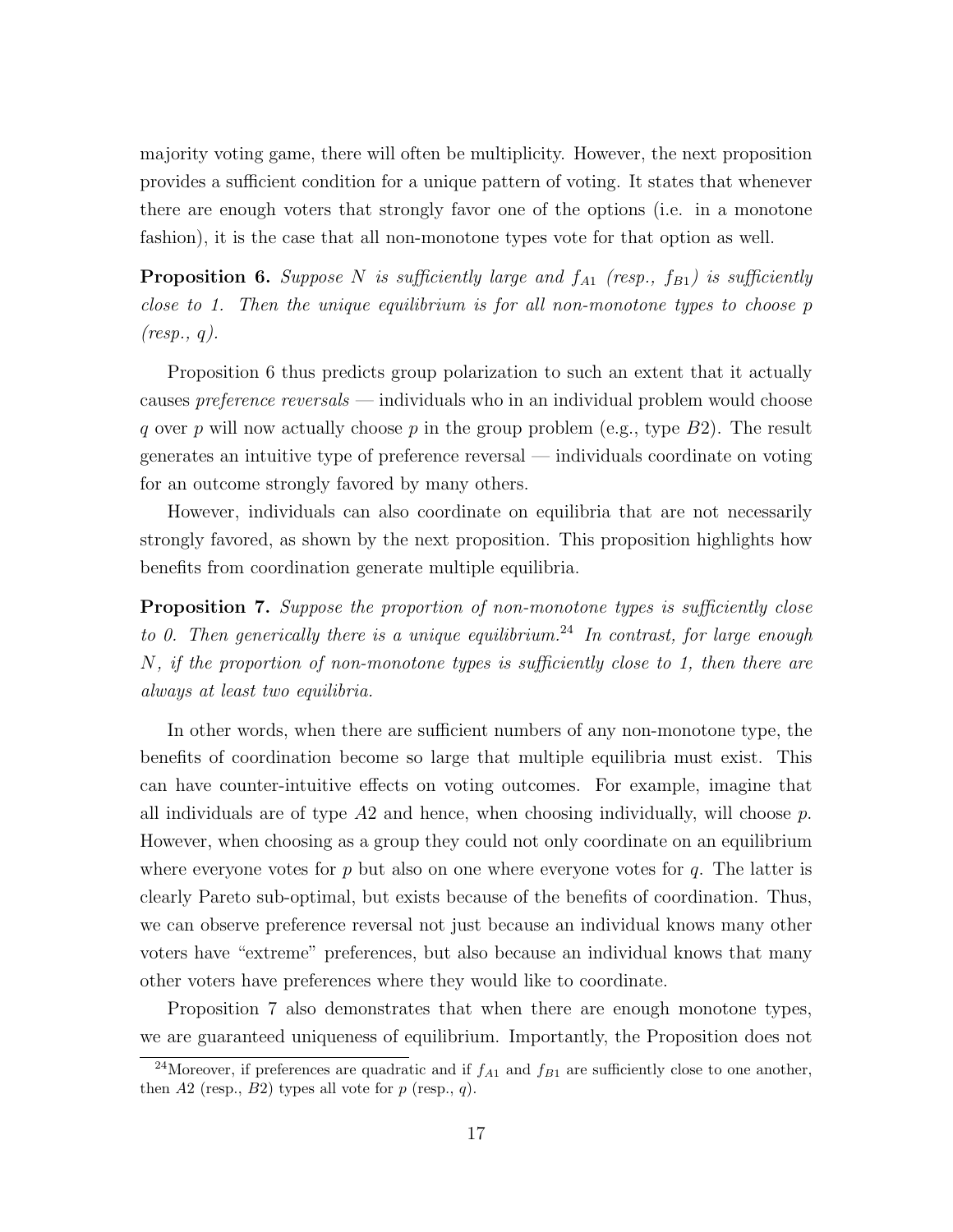majority voting game, there will often be multiplicity. However, the next proposition provides a sufficient condition for a unique pattern of voting. It states that whenever there are enough voters that strongly favor one of the options (i.e. in a monotone fashion), it is the case that all non-monotone types vote for that option as well.

**Proposition 6.** *Suppose $N$ is sufficiently large and $f_{A1}$ (resp., $f_{B1}$) is sufficiently close to 1. Then the unique equilibrium is for all non-monotone types to choose $p$ (resp., $q$).*

Proposition 6 thus predicts group polarization to such an extent that it actually causes *preference reversals* — individuals who in an individual problem would choose $q$ over $p$ will now actually choose $p$ in the group problem (e.g., type $B2$). The result generates an intuitive type of preference reversal — individuals coordinate on voting for an outcome strongly favored by many others.

However, individuals can also coordinate on equilibria that are not necessarily strongly favored, as shown by the next proposition. This proposition highlights how benefits from coordination generate multiple equilibria.

**Proposition 7.** *Suppose the proportion of non-monotone types is sufficiently close to 0. Then generically there is a unique equilibrium.*[24] *In contrast, for large enough $N$, if the proportion of non-monotone types is sufficiently close to 1, then there are always at least two equilibria.*

In other words, when there are sufficient numbers of any non-monotone type, the benefits of coordination become so large that multiple equilibria must exist. This can have counter-intuitive effects on voting outcomes. For example, imagine that all individuals are of type $A2$ and hence, when choosing individually, will choose $p$. However, when choosing as a group they could not only coordinate on an equilibrium where everyone votes for $p$ but also on one where everyone votes for $q$. The latter is clearly Pareto sub-optimal, but exists because of the benefits of coordination. Thus, we can observe preference reversal not just because an individual knows many other voters have "extreme" preferences, but also because an individual knows that many other voters have preferences where they would like to coordinate.

Proposition 7 also demonstrates that when there are enough monotone types, we are guaranteed uniqueness of equilibrium. Importantly, the Proposition does not

[24] Moreover, if preferences are quadratic and if $f_{A1}$ and $f_{B1}$ are sufficiently close to one another, then $A2$ (resp., $B2$) types all vote for $p$ (resp., $q$).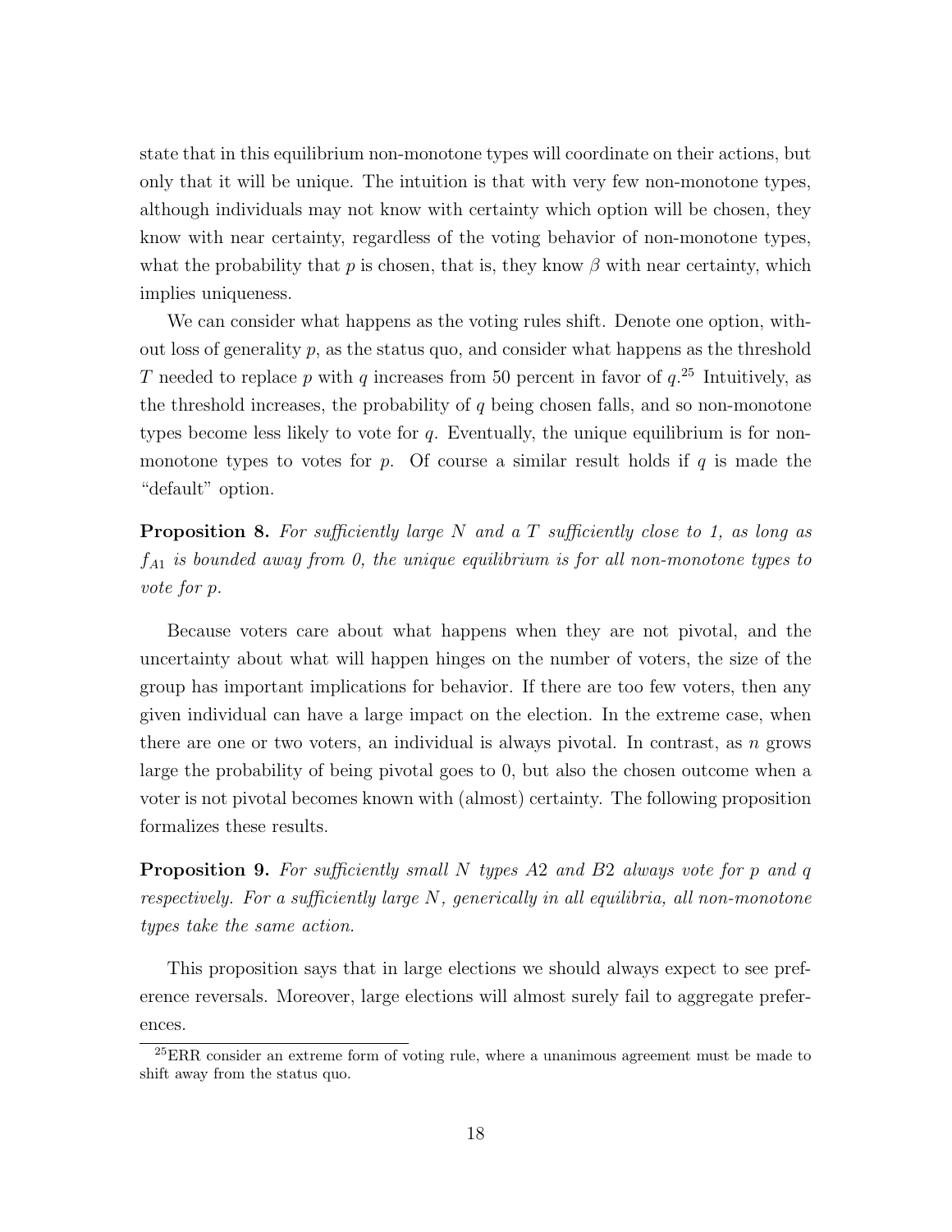state that in this equilibrium non-monotone types will coordinate on their actions, but only that it will be unique. The intuition is that with very few non-monotone types, although individuals may not know with certainty which option will be chosen, they know with near certainty, regardless of the voting behavior of non-monotone types, what the probability that $p$ is chosen, that is, they know $\beta$ with near certainty, which implies uniqueness.

We can consider what happens as the voting rules shift. Denote one option, without loss of generality $p$, as the status quo, and consider what happens as the threshold $T$ needed to replace $p$ with $q$ increases from 50 percent in favor of $q$.[25] Intuitively, as the threshold increases, the probability of $q$ being chosen falls, and so non-monotone types become less likely to vote for $q$. Eventually, the unique equilibrium is for non-monotone types to votes for $p$. Of course a similar result holds if $q$ is made the "default" option.

**Proposition 8.** *For sufficiently large $N$ and a $T$ sufficiently close to 1, as long as $f_{A1}$ is bounded away from 0, the unique equilibrium is for all non-monotone types to vote for $p$.*

Because voters care about what happens when they are not pivotal, and the uncertainty about what will happen hinges on the number of voters, the size of the group has important implications for behavior. If there are too few voters, then any given individual can have a large impact on the election. In the extreme case, when there are one or two voters, an individual is always pivotal. In contrast, as $n$ grows large the probability of being pivotal goes to 0, but also the chosen outcome when a voter is not pivotal becomes known with (almost) certainty. The following proposition formalizes these results.

**Proposition 9.** *For sufficiently small $N$ types $A2$ and $B2$ always vote for $p$ and $q$ respectively. For a sufficiently large $N$, generically in all equilibria, all non-monotone types take the same action.*

This proposition says that in large elections we should always expect to see preference reversals. Moreover, large elections will almost surely fail to aggregate preferences.

[25] ERR consider an extreme form of voting rule, where a unanimous agreement must be made to shift away from the status quo.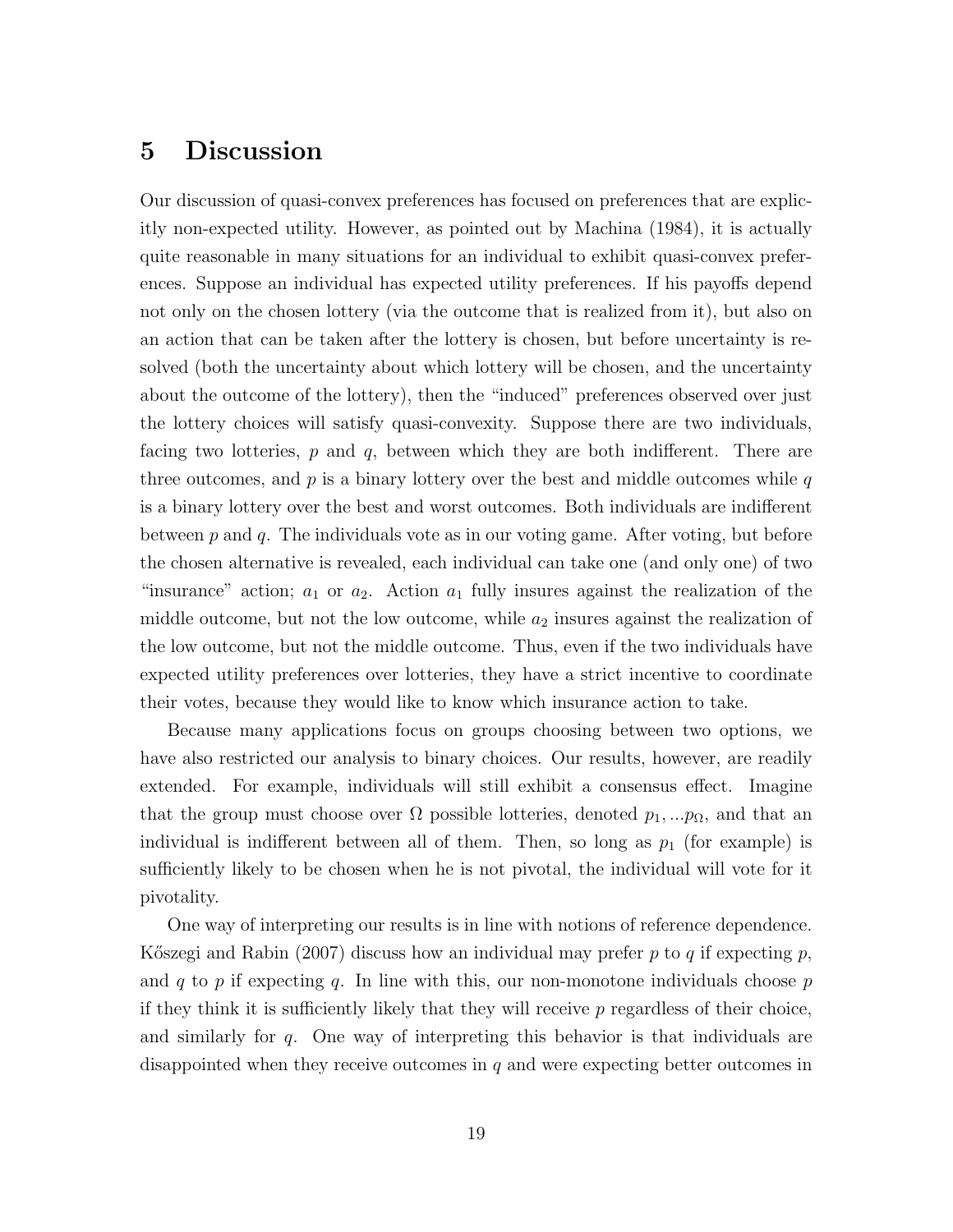# 5 Discussion

Our discussion of quasi-convex preferences has focused on preferences that are explicitly non-expected utility. However, as pointed out by Machina (1984), it is actually quite reasonable in many situations for an individual to exhibit quasi-convex preferences. Suppose an individual has expected utility preferences. If his payoffs depend not only on the chosen lottery (via the outcome that is realized from it), but also on an action that can be taken after the lottery is chosen, but before uncertainty is resolved (both the uncertainty about which lottery will be chosen, and the uncertainty about the outcome of the lottery), then the "induced" preferences observed over just the lottery choices will satisfy quasi-convexity. Suppose there are two individuals, facing two lotteries, $p$ and $q$, between which they are both indifferent. There are three outcomes, and $p$ is a binary lottery over the best and middle outcomes while $q$ is a binary lottery over the best and worst outcomes. Both individuals are indifferent between $p$ and $q$. The individuals vote as in our voting game. After voting, but before the chosen alternative is revealed, each individual can take one (and only one) of two "insurance" action; $a_1$ or $a_2$. Action $a_1$ fully insures against the realization of the middle outcome, but not the low outcome, while $a_2$ insures against the realization of the low outcome, but not the middle outcome. Thus, even if the two individuals have expected utility preferences over lotteries, they have a strict incentive to coordinate their votes, because they would like to know which insurance action to take.

Because many applications focus on groups choosing between two options, we have also restricted our analysis to binary choices. Our results, however, are readily extended. For example, individuals will still exhibit a consensus effect. Imagine that the group must choose over $\Omega$ possible lotteries, denoted $p_1, ...p_\Omega$, and that an individual is indifferent between all of them. Then, so long as $p_1$ (for example) is sufficiently likely to be chosen when he is not pivotal, the individual will vote for it pivotality.

One way of interpreting our results is in line with notions of reference dependence. Kőszegi and Rabin (2007) discuss how an individual may prefer $p$ to $q$ if expecting $p$, and $q$ to $p$ if expecting $q$. In line with this, our non-monotone individuals choose $p$ if they think it is sufficiently likely that they will receive $p$ regardless of their choice, and similarly for $q$. One way of interpreting this behavior is that individuals are disappointed when they receive outcomes in $q$ and were expecting better outcomes in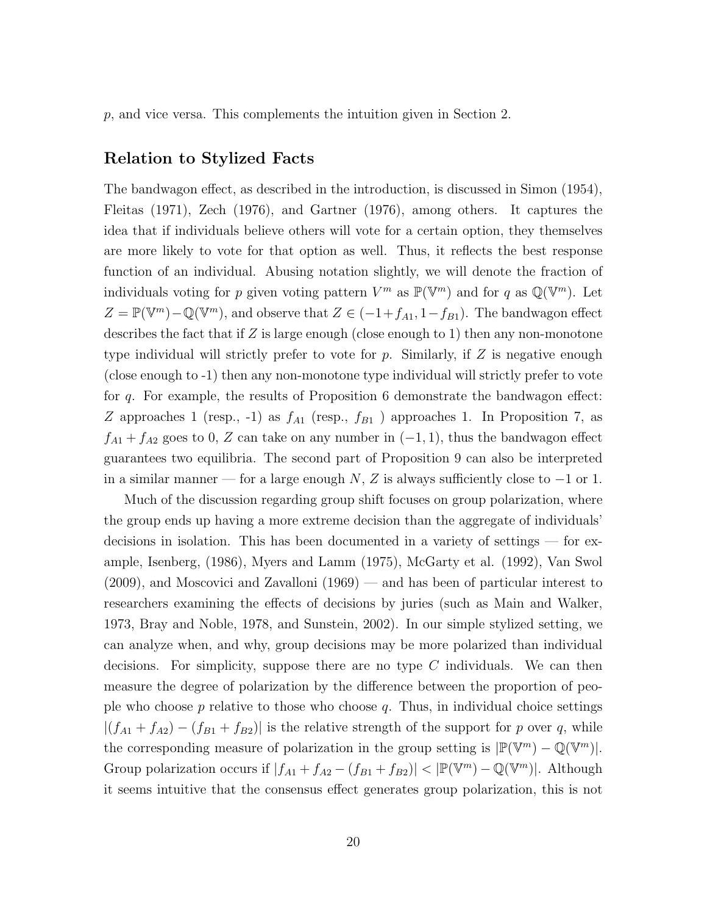$p$, and vice versa. This complements the intuition given in Section 2.

## Relation to Stylized Facts

The bandwagon effect, as described in the introduction, is discussed in Simon (1954), Fleitas (1971), Zech (1976), and Gartner (1976), among others. It captures the idea that if individuals believe others will vote for a certain option, they themselves are more likely to vote for that option as well. Thus, it reflects the best response function of an individual. Abusing notation slightly, we will denote the fraction of individuals voting for $p$ given voting pattern $V^m$ as $\mathbb{P}(\mathbb{V}^m)$ and for $q$ as $\mathbb{Q}(\mathbb{V}^m)$. Let $Z = \mathbb{P}(\mathbb{V}^m) - \mathbb{Q}(\mathbb{V}^m)$, and observe that $Z \in (-1+f_{A1}, 1-f_{B1})$. The bandwagon effect describes the fact that if $Z$ is large enough (close enough to 1) then any non-monotone type individual will strictly prefer to vote for $p$. Similarly, if $Z$ is negative enough (close enough to -1) then any non-monotone type individual will strictly prefer to vote for $q$. For example, the results of Proposition 6 demonstrate the bandwagon effect: $Z$ approaches 1 (resp., -1) as $f_{A1}$ (resp., $f_{B1}$ ) approaches 1. In Proposition 7, as $f_{A1} + f_{A2}$ goes to 0, $Z$ can take on any number in $(-1, 1)$, thus the bandwagon effect guarantees two equilibria. The second part of Proposition 9 can also be interpreted in a similar manner — for a large enough $N$, $Z$ is always sufficiently close to $-1$ or 1.

Much of the discussion regarding group shift focuses on group polarization, where the group ends up having a more extreme decision than the aggregate of individuals' decisions in isolation. This has been documented in a variety of settings — for example, Isenberg, (1986), Myers and Lamm (1975), McGarty et al. (1992), Van Swol (2009), and Moscovici and Zavalloni (1969) — and has been of particular interest to researchers examining the effects of decisions by juries (such as Main and Walker, 1973, Bray and Noble, 1978, and Sunstein, 2002). In our simple stylized setting, we can analyze when, and why, group decisions may be more polarized than individual decisions. For simplicity, suppose there are no type $C$ individuals. We can then measure the degree of polarization by the difference between the proportion of people who choose $p$ relative to those who choose $q$. Thus, in individual choice settings $|(f_{A1} + f_{A2}) - (f_{B1} + f_{B2})|$ is the relative strength of the support for $p$ over $q$, while the corresponding measure of polarization in the group setting is $|\mathbb{P}(\mathbb{V}^m) - \mathbb{Q}(\mathbb{V}^m)|$. Group polarization occurs if $|f_{A1} + f_{A2} - (f_{B1} + f_{B2})| < |\mathbb{P}(\mathbb{V}^m) - \mathbb{Q}(\mathbb{V}^m)|$. Although it seems intuitive that the consensus effect generates group polarization, this is not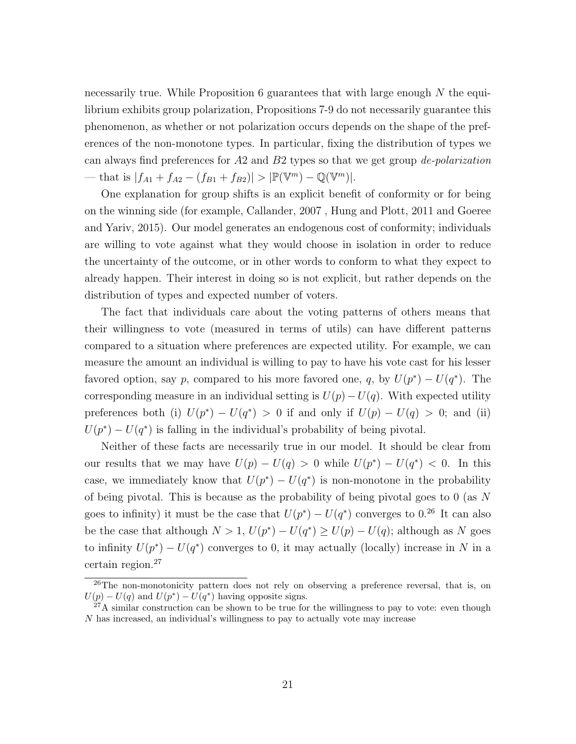necessarily true. While Proposition 6 guarantees that with large enough $N$ the equilibrium exhibits group polarization, Propositions 7-9 do not necessarily guarantee this phenomenon, as whether or not polarization occurs depends on the shape of the preferences of the non-monotone types. In particular, fixing the distribution of types we can always find preferences for $A2$ and $B2$ types so that we get group *de-polarization* — that is $|f_{A1} + f_{A2} - (f_{B1} + f_{B2})| > |\mathbb{P}(\mathbb{V}^m) - \mathbb{Q}(\mathbb{V}^m)|$.

One explanation for group shifts is an explicit benefit of conformity or for being on the winning side (for example, Callander, 2007 , Hung and Plott, 2011 and Goeree and Yariv, 2015). Our model generates an endogenous cost of conformity; individuals are willing to vote against what they would choose in isolation in order to reduce the uncertainty of the outcome, or in other words to conform to what they expect to already happen. Their interest in doing so is not explicit, but rather depends on the distribution of types and expected number of voters.

The fact that individuals care about the voting patterns of others means that their willingness to vote (measured in terms of utils) can have different patterns compared to a situation where preferences are expected utility. For example, we can measure the amount an individual is willing to pay to have his vote cast for his lesser favored option, say $p$, compared to his more favored one, $q$, by $U(p^*) - U(q^*)$. The corresponding measure in an individual setting is $U(p) - U(q)$. With expected utility preferences both (i) $U(p^*) - U(q^*) > 0$ if and only if $U(p) - U(q) > 0$; and (ii) $U(p^*) - U(q^*)$ is falling in the individual's probability of being pivotal.

Neither of these facts are necessarily true in our model. It should be clear from our results that we may have $U(p) - U(q) > 0$ while $U(p^*) - U(q^*) < 0$. In this case, we immediately know that $U(p^*) - U(q^*)$ is non-monotone in the probability of being pivotal. This is because as the probability of being pivotal goes to 0 (as $N$ goes to infinity) it must be the case that $U(p^*) - U(q^*)$ converges to 0.[26] It can also be the case that although $N > 1$, $U(p^*) - U(q^*) \geq U(p) - U(q)$; although as $N$ goes to infinity $U(p^*) - U(q^*)$ converges to 0, it may actually (locally) increase in $N$ in a certain region.[27]

[26] The non-monotonicity pattern does not rely on observing a preference reversal, that is, on $U(p) - U(q)$ and $U(p^*) - U(q^*)$ having opposite signs.

[27] A similar construction can be shown to be true for the willingness to pay to vote: even though $N$ has increased, an individual's willingness to pay to actually vote may increase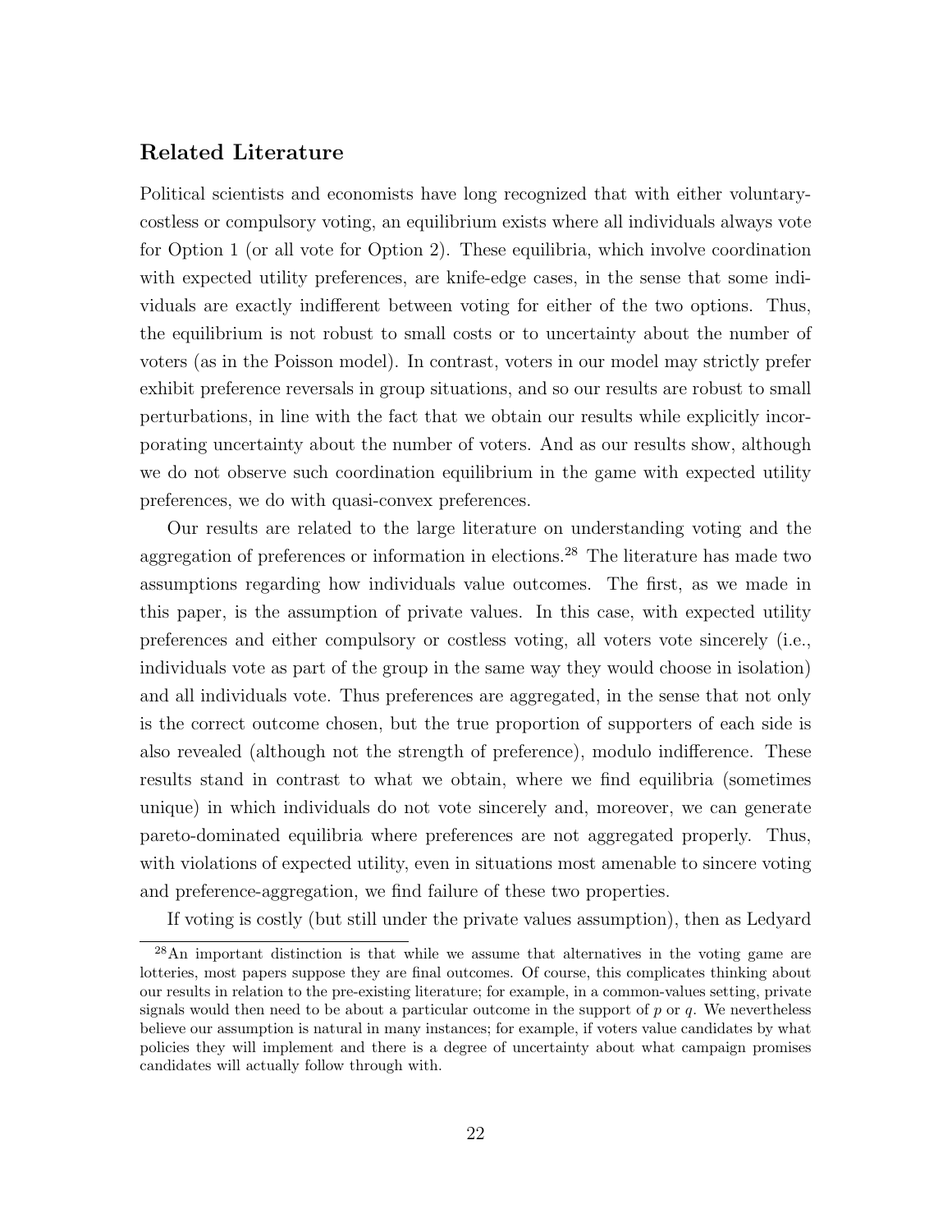## Related Literature

Political scientists and economists have long recognized that with either voluntary-costless or compulsory voting, an equilibrium exists where all individuals always vote for Option 1 (or all vote for Option 2). These equilibria, which involve coordination with expected utility preferences, are knife-edge cases, in the sense that some individuals are exactly indifferent between voting for either of the two options. Thus, the equilibrium is not robust to small costs or to uncertainty about the number of voters (as in the Poisson model). In contrast, voters in our model may strictly prefer exhibit preference reversals in group situations, and so our results are robust to small perturbations, in line with the fact that we obtain our results while explicitly incorporating uncertainty about the number of voters. And as our results show, although we do not observe such coordination equilibrium in the game with expected utility preferences, we do with quasi-convex preferences.

Our results are related to the large literature on understanding voting and the aggregation of preferences or information in elections.[28] The literature has made two assumptions regarding how individuals value outcomes. The first, as we made in this paper, is the assumption of private values. In this case, with expected utility preferences and either compulsory or costless voting, all voters vote sincerely (i.e., individuals vote as part of the group in the same way they would choose in isolation) and all individuals vote. Thus preferences are aggregated, in the sense that not only is the correct outcome chosen, but the true proportion of supporters of each side is also revealed (although not the strength of preference), modulo indifference. These results stand in contrast to what we obtain, where we find equilibria (sometimes unique) in which individuals do not vote sincerely and, moreover, we can generate pareto-dominated equilibria where preferences are not aggregated properly. Thus, with violations of expected utility, even in situations most amenable to sincere voting and preference-aggregation, we find failure of these two properties.

If voting is costly (but still under the private values assumption), then as Ledyard

[28] An important distinction is that while we assume that alternatives in the voting game are lotteries, most papers suppose they are final outcomes. Of course, this complicates thinking about our results in relation to the pre-existing literature; for example, in a common-values setting, private signals would then need to be about a particular outcome in the support of $p$ or $q$. We nevertheless believe our assumption is natural in many instances; for example, if voters value candidates by what policies they will implement and there is a degree of uncertainty about what campaign promises candidates will actually follow through with.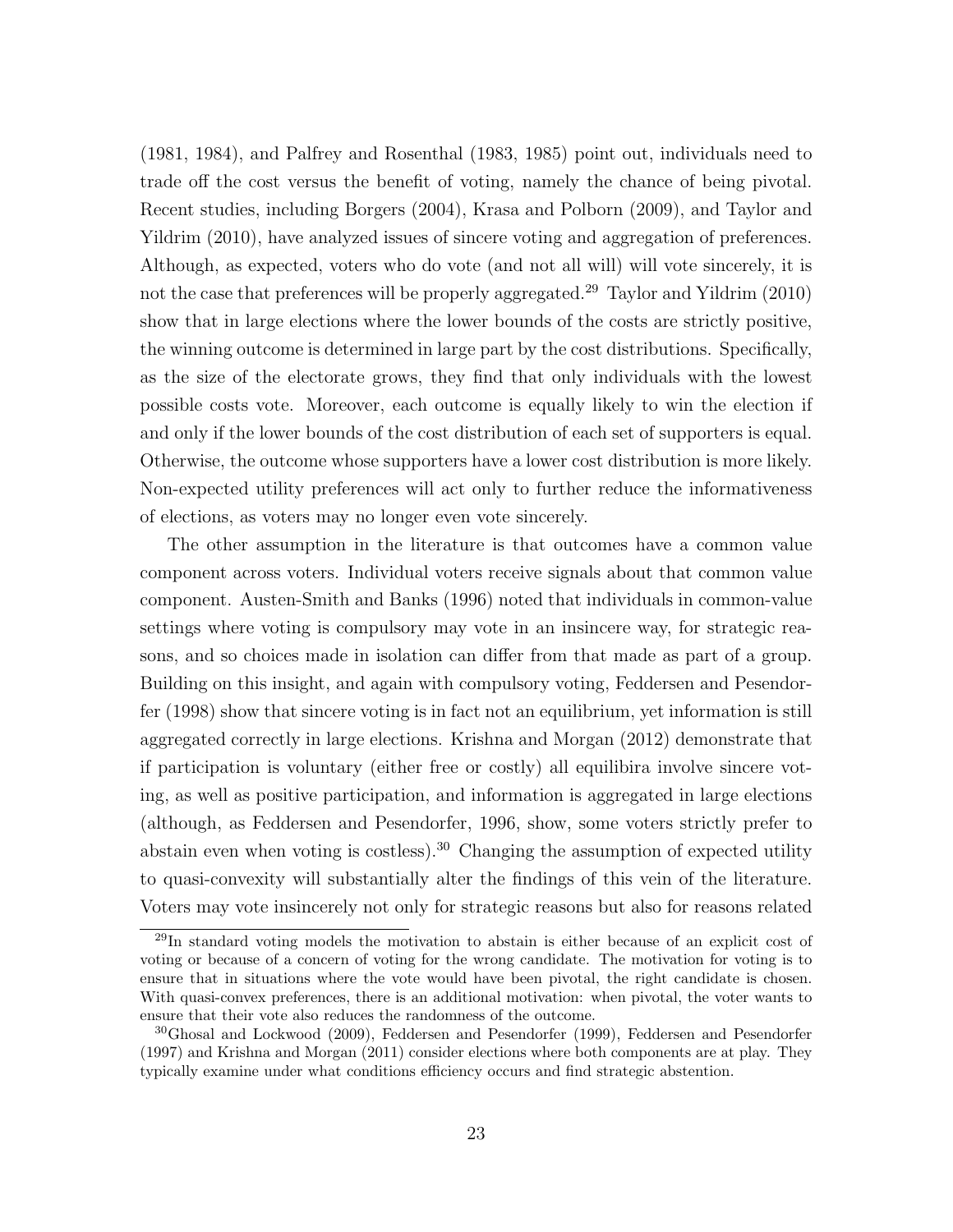(1981, 1984), and Palfrey and Rosenthal (1983, 1985) point out, individuals need to trade off the cost versus the benefit of voting, namely the chance of being pivotal. Recent studies, including Borgers (2004), Krasa and Polborn (2009), and Taylor and Yildrim (2010), have analyzed issues of sincere voting and aggregation of preferences. Although, as expected, voters who do vote (and not all will) will vote sincerely, it is not the case that preferences will be properly aggregated.[29] Taylor and Yildrim (2010) show that in large elections where the lower bounds of the costs are strictly positive, the winning outcome is determined in large part by the cost distributions. Specifically, as the size of the electorate grows, they find that only individuals with the lowest possible costs vote. Moreover, each outcome is equally likely to win the election if and only if the lower bounds of the cost distribution of each set of supporters is equal. Otherwise, the outcome whose supporters have a lower cost distribution is more likely. Non-expected utility preferences will act only to further reduce the informativeness of elections, as voters may no longer even vote sincerely.

The other assumption in the literature is that outcomes have a common value component across voters. Individual voters receive signals about that common value component. Austen-Smith and Banks (1996) noted that individuals in common-value settings where voting is compulsory may vote in an insincere way, for strategic reasons, and so choices made in isolation can differ from that made as part of a group. Building on this insight, and again with compulsory voting, Feddersen and Pesendorfer (1998) show that sincere voting is in fact not an equilibrium, yet information is still aggregated correctly in large elections. Krishna and Morgan (2012) demonstrate that if participation is voluntary (either free or costly) all equilibira involve sincere voting, as well as positive participation, and information is aggregated in large elections (although, as Feddersen and Pesendorfer, 1996, show, some voters strictly prefer to abstain even when voting is costless).[30] Changing the assumption of expected utility to quasi-convexity will substantially alter the findings of this vein of the literature. Voters may vote insincerely not only for strategic reasons but also for reasons related

[29] In standard voting models the motivation to abstain is either because of an explicit cost of voting or because of a concern of voting for the wrong candidate. The motivation for voting is to ensure that in situations where the vote would have been pivotal, the right candidate is chosen. With quasi-convex preferences, there is an additional motivation: when pivotal, the voter wants to ensure that their vote also reduces the randomness of the outcome.

[30] Ghosal and Lockwood (2009), Feddersen and Pesendorfer (1999), Feddersen and Pesendorfer (1997) and Krishna and Morgan (2011) consider elections where both components are at play. They typically examine under what conditions efficiency occurs and find strategic abstention.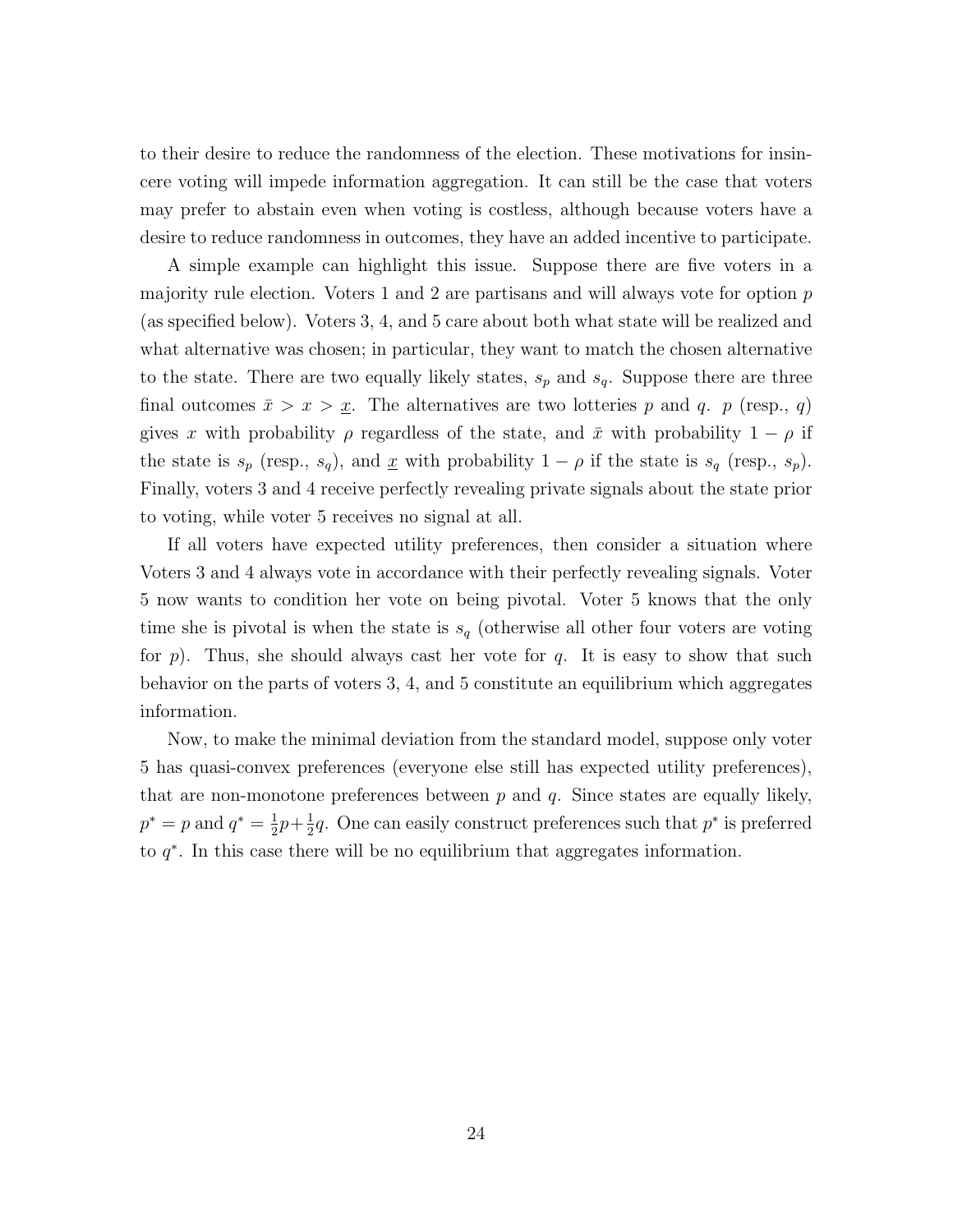to their desire to reduce the randomness of the election. These motivations for insincere voting will impede information aggregation. It can still be the case that voters may prefer to abstain even when voting is costless, although because voters have a desire to reduce randomness in outcomes, they have an added incentive to participate.

A simple example can highlight this issue. Suppose there are five voters in a majority rule election. Voters 1 and 2 are partisans and will always vote for option $p$ (as specified below). Voters 3, 4, and 5 care about both what state will be realized and what alternative was chosen; in particular, they want to match the chosen alternative to the state. There are two equally likely states, $s_p$ and $s_q$. Suppose there are three final outcomes $\bar{x} > x > \underline{x}$. The alternatives are two lotteries $p$ and $q$. $p$ (resp., $q$) gives $x$ with probability $\rho$ regardless of the state, and $\bar{x}$ with probability $1 - \rho$ if the state is $s_p$ (resp., $s_q$), and $\underline{x}$ with probability $1 - \rho$ if the state is $s_q$ (resp., $s_p$). Finally, voters 3 and 4 receive perfectly revealing private signals about the state prior to voting, while voter 5 receives no signal at all.

If all voters have expected utility preferences, then consider a situation where Voters 3 and 4 always vote in accordance with their perfectly revealing signals. Voter 5 now wants to condition her vote on being pivotal. Voter 5 knows that the only time she is pivotal is when the state is $s_q$ (otherwise all other four voters are voting for $p$). Thus, she should always cast her vote for $q$. It is easy to show that such behavior on the parts of voters 3, 4, and 5 constitute an equilibrium which aggregates information.

Now, to make the minimal deviation from the standard model, suppose only voter 5 has quasi-convex preferences (everyone else still has expected utility preferences), that are non-monotone preferences between $p$ and $q$. Since states are equally likely, $p^* = p$ and $q^* = \frac{1}{2}p + \frac{1}{2}q$. One can easily construct preferences such that $p^*$ is preferred to $q^*$. In this case there will be no equilibrium that aggregates information.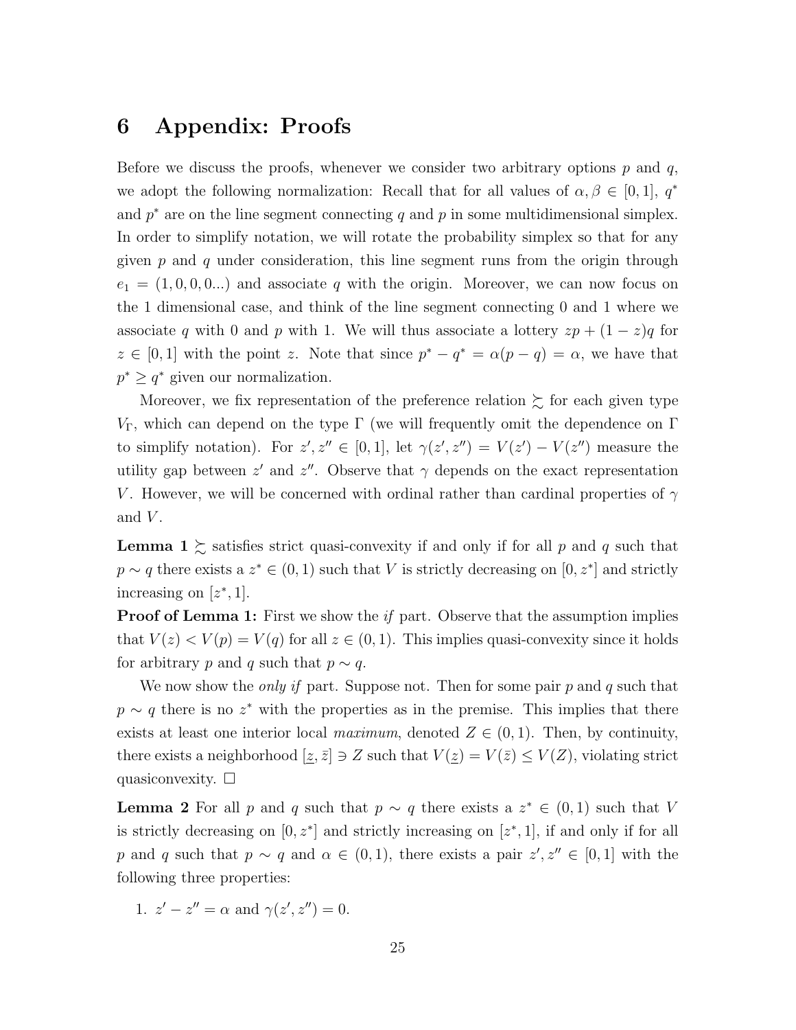# 6 Appendix: Proofs

Before we discuss the proofs, whenever we consider two arbitrary options $p$ and $q$, we adopt the following normalization: Recall that for all values of $\alpha, \beta \in [0,1]$, $q^*$ and $p^*$ are on the line segment connecting $q$ and $p$ in some multidimensional simplex. In order to simplify notation, we will rotate the probability simplex so that for any given $p$ and $q$ under consideration, this line segment runs from the origin through $e_1 = (1, 0, 0, 0...)$ and associate $q$ with the origin. Moreover, we can now focus on the 1 dimensional case, and think of the line segment connecting 0 and 1 where we associate $q$ with 0 and $p$ with 1. We will thus associate a lottery $zp + (1-z)q$ for $z \in [0,1]$ with the point $z$. Note that since $p^* - q^* = \alpha(p - q) = \alpha$, we have that $p^* \geq q^*$ given our normalization.

Moreover, we fix representation of the preference relation $\succsim$ for each given type $V_\Gamma$, which can depend on the type $\Gamma$ (we will frequently omit the dependence on $\Gamma$ to simplify notation). For $z', z'' \in [0,1]$, let $\gamma(z', z'') = V(z') - V(z'')$ measure the utility gap between $z'$ and $z''$. Observe that $\gamma$ depends on the exact representation $V$. However, we will be concerned with ordinal rather than cardinal properties of $\gamma$ and $V$.

**Lemma 1** $\succsim$ satisfies strict quasi-convexity if and only if for all $p$ and $q$ such that $p \sim q$ there exists a $z^* \in (0,1)$ such that $V$ is strictly decreasing on $[0, z^*]$ and strictly increasing on $[z^*, 1]$.

**Proof of Lemma 1:** First we show the *if* part. Observe that the assumption implies that $V(z) < V(p) = V(q)$ for all $z \in (0,1)$. This implies quasi-convexity since it holds for arbitrary $p$ and $q$ such that $p \sim q$.

We now show the *only if* part. Suppose not. Then for some pair $p$ and $q$ such that $p \sim q$ there is no $z^*$ with the properties as in the premise. This implies that there exists at least one interior local *maximum*, denoted $Z \in (0,1)$. Then, by continuity, there exists a neighborhood $[\underline{z}, \bar{z}] \ni Z$ such that $V(\underline{z}) = V(\bar{z}) \leq V(Z)$, violating strict quasiconvexity. $\square$

**Lemma 2** For all $p$ and $q$ such that $p \sim q$ there exists a $z^* \in (0,1)$ such that $V$ is strictly decreasing on $[0, z^*]$ and strictly increasing on $[z^*, 1]$, if and only if for all $p$ and $q$ such that $p \sim q$ and $\alpha \in (0,1)$, there exists a pair $z', z'' \in [0,1]$ with the following three properties:

1. $z' - z'' = \alpha$ and $\gamma(z', z'') = 0$.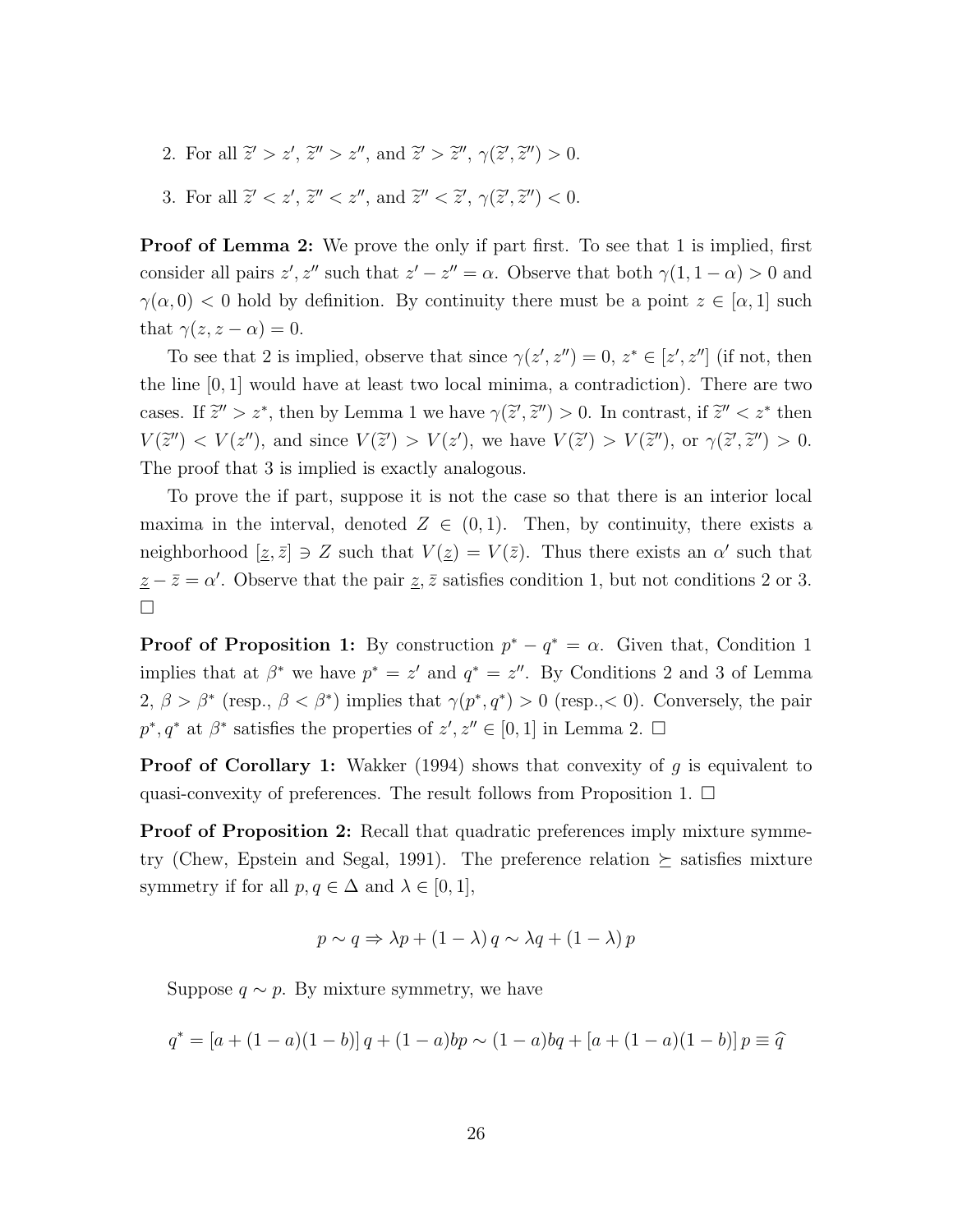2. For all $\widetilde{z}' > z'$, $\widetilde{z}'' > z''$, and $\widetilde{z}' > \widetilde{z}''$, $\gamma(\widetilde{z}', \widetilde{z}'') > 0$.

3. For all $\widetilde{z}' < z'$, $\widetilde{z}'' < z''$, and $\widetilde{z}'' < \widetilde{z}'$, $\gamma(\widetilde{z}', \widetilde{z}'') < 0$.

**Proof of Lemma 2:** We prove the only if part first. To see that 1 is implied, first consider all pairs $z', z''$ such that $z' - z'' = \alpha$. Observe that both $\gamma(1, 1-\alpha) > 0$ and $\gamma(\alpha, 0) < 0$ hold by definition. By continuity there must be a point $z \in [\alpha, 1]$ such that $\gamma(z, z - \alpha) = 0$.

To see that 2 is implied, observe that since $\gamma(z', z'') = 0$, $z^* \in [z', z'']$ (if not, then the line $[0,1]$ would have at least two local minima, a contradiction). There are two cases. If $\widetilde{z}'' > z^*$, then by Lemma 1 we have $\gamma(\widetilde{z}', \widetilde{z}'') > 0$. In contrast, if $\widetilde{z}'' < z^*$ then $V(\widetilde{z}'') < V(z'')$, and since $V(\widetilde{z}') > V(z')$, we have $V(\widetilde{z}') > V(\widetilde{z}'')$, or $\gamma(\widetilde{z}', \widetilde{z}'') > 0$. The proof that 3 is implied is exactly analogous.

To prove the if part, suppose it is not the case so that there is an interior local maxima in the interval, denoted $Z \in (0,1)$. Then, by continuity, there exists a neighborhood $[\underline{z}, \bar{z}] \ni Z$ such that $V(\underline{z}) = V(\bar{z})$. Thus there exists an $\alpha'$ such that $\underline{z} - \bar{z} = \alpha'$. Observe that the pair $\underline{z}, \bar{z}$ satisfies condition 1, but not conditions 2 or 3. $\square$

**Proof of Proposition 1:** By construction $p^* - q^* = \alpha$. Given that, Condition 1 implies that at $\beta^*$ we have $p^* = z'$ and $q^* = z''$. By Conditions 2 and 3 of Lemma 2, $\beta > \beta^*$ (resp., $\beta < \beta^*$) implies that $\gamma(p^*, q^*) > 0$ (resp.,$< 0$). Conversely, the pair $p^*, q^*$ at $\beta^*$ satisfies the properties of $z', z'' \in [0,1]$ in Lemma 2. $\square$

**Proof of Corollary 1:** Wakker (1994) shows that convexity of $g$ is equivalent to quasi-convexity of preferences. The result follows from Proposition 1. $\square$

**Proof of Proposition 2:** Recall that quadratic preferences imply mixture symmetry (Chew, Epstein and Segal, 1991). The preference relation $\succeq$ satisfies mixture symmetry if for all $p, q \in \Delta$ and $\lambda \in [0,1]$,

$$p \sim q \Rightarrow \lambda p + (1-\lambda) q \sim \lambda q + (1-\lambda) p$$

Suppose $q \sim p$. By mixture symmetry, we have

$$q^* = [a + (1-a)(1-b)] q + (1-a)bp \sim (1-a)bq + [a + (1-a)(1-b)] p \equiv \widehat{q}$$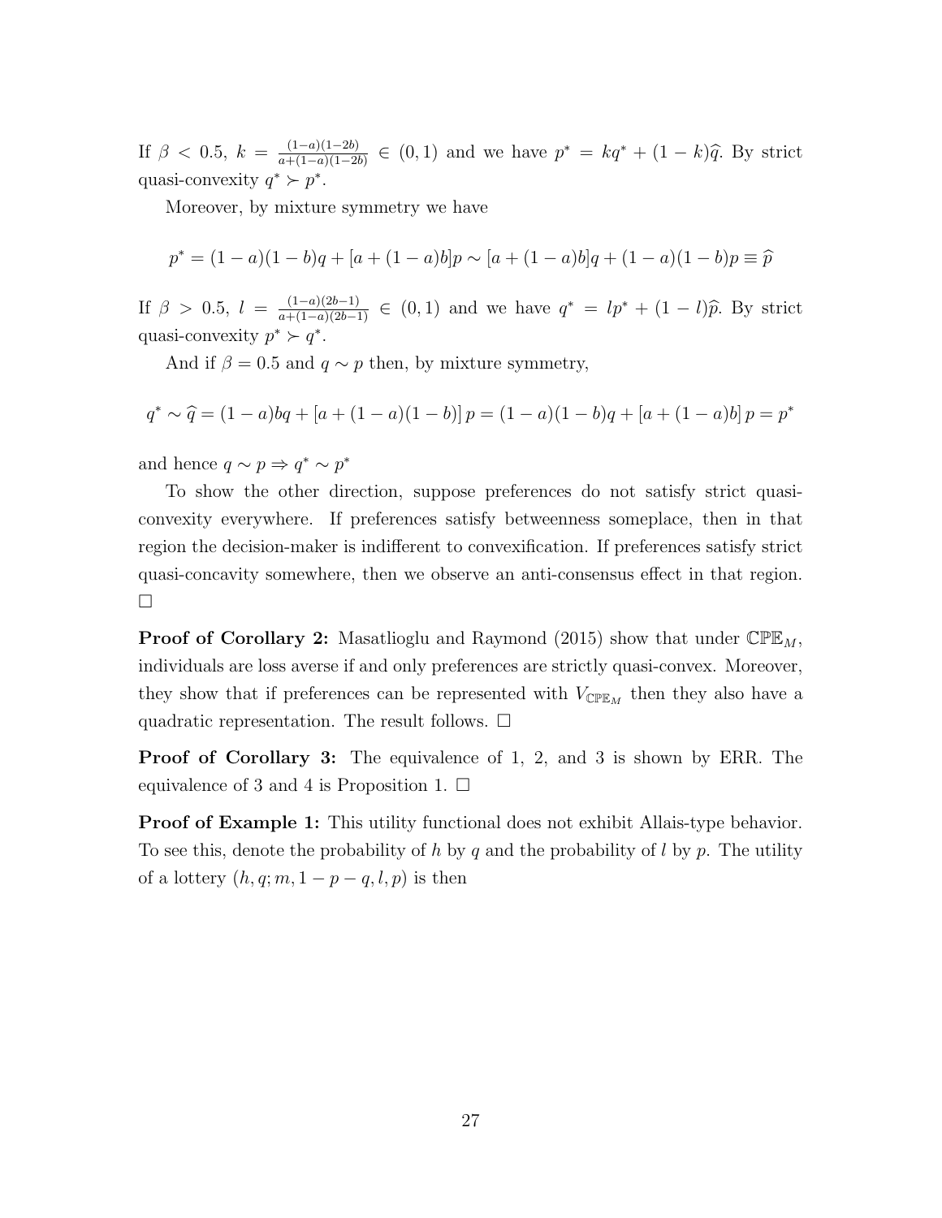If $\beta < 0.5$, $k = \frac{(1-a)(1-2b)}{a+(1-a)(1-2b)} \in (0,1)$ and we have $p^* = kq^* + (1-k)\widehat{q}$. By strict quasi-convexity $q^* \succ p^*$.

Moreover, by mixture symmetry we have

$$p^* = (1-a)(1-b)q + [a + (1-a)b]p \sim [a + (1-a)b]q + (1-a)(1-b)p \equiv \widehat{p}$$

If $\beta > 0.5$, $l = \frac{(1-a)(2b-1)}{a+(1-a)(2b-1)} \in (0,1)$ and we have $q^* = lp^* + (1-l)\widehat{p}$. By strict quasi-convexity $p^* \succ q^*$.

And if $\beta = 0.5$ and $q \sim p$ then, by mixture symmetry,

$$q^* \sim \widehat{q} = (1-a)bq + [a + (1-a)(1-b)]\,p = (1-a)(1-b)q + [a + (1-a)b]\,p = p^*$$

and hence $q \sim p \Rightarrow q^* \sim p^*$

To show the other direction, suppose preferences do not satisfy strict quasi-convexity everywhere. If preferences satisfy betweenness someplace, then in that region the decision-maker is indifferent to convexification. If preferences satisfy strict quasi-concavity somewhere, then we observe an anti-consensus effect in that region. $\square$

**Proof of Corollary 2:** Masatlioglu and Raymond (2015) show that under $\mathbb{CPE}_M$, individuals are loss averse if and only if preferences are strictly quasi-convex. Moreover, they show that if preferences can be represented with $V_{\mathbb{CPE}_M}$ then they also have a quadratic representation. The result follows. $\square$

**Proof of Corollary 3:** The equivalence of 1, 2, and 3 is shown by ERR. The equivalence of 3 and 4 is Proposition 1. $\square$

**Proof of Example 1:** This utility functional does not exhibit Allais-type behavior. To see this, denote the probability of $h$ by $q$ and the probability of $l$ by $p$. The utility of a lottery $(h, q; m, 1-p-q, l, p)$ is then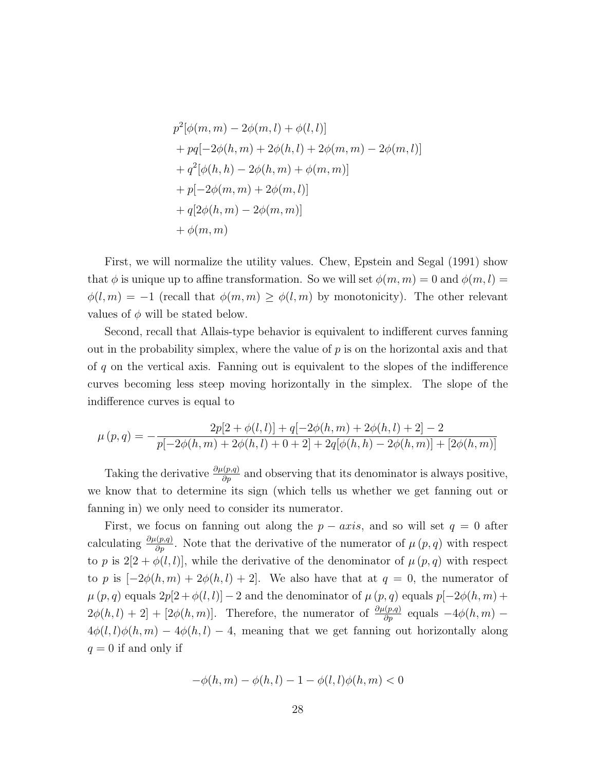$$
\begin{aligned}
& p^2[\phi(m,m) - 2\phi(m,l) + \phi(l,l)] \\
& + pq[-2\phi(h,m) + 2\phi(h,l) + 2\phi(m,m) - 2\phi(m,l)] \\
& + q^2[\phi(h,h) - 2\phi(h,m) + \phi(m,m)] \\
& + p[-2\phi(m,m) + 2\phi(m,l)] \\
& + q[2\phi(h,m) - 2\phi(m,m)] \\
& + \phi(m,m)
\end{aligned}
$$

First, we will normalize the utility values. Chew, Epstein and Segal (1991) show that $\phi$ is unique up to affine transformation. So we will set $\phi(m,m) = 0$ and $\phi(m,l) = \phi(l,m) = -1$ (recall that $\phi(m,m) \geq \phi(l,m)$ by monotonicity). The other relevant values of $\phi$ will be stated below.

Second, recall that Allais-type behavior is equivalent to indifferent curves fanning out in the probability simplex, where the value of $p$ is on the horizontal axis and that of $q$ on the vertical axis. Fanning out is equivalent to the slopes of the indifference curves becoming less steep moving horizontally in the simplex. The slope of the indifference curves is equal to

$$
\mu(p,q) = -\frac{2p[2 + \phi(l,l)] + q[-2\phi(h,m) + 2\phi(h,l) + 2] - 2}{p[-2\phi(h,m) + 2\phi(h,l) + 0 + 2] + 2q[\phi(h,h) - 2\phi(h,m)] + [2\phi(h,m)]}
$$

Taking the derivative $\frac{\partial \mu(p,q)}{\partial p}$ and observing that its denominator is always positive, we know that to determine its sign (which tells us whether we get fanning out or fanning in) we only need to consider its numerator.

First, we focus on fanning out along the $p-axis$, and so will set $q = 0$ after calculating $\frac{\partial \mu(p,q)}{\partial p}$. Note that the derivative of the numerator of $\mu(p,q)$ with respect to $p$ is $2[2 + \phi(l,l)]$, while the derivative of the denominator of $\mu(p,q)$ with respect to $p$ is $[-2\phi(h,m) + 2\phi(h,l) + 2]$. We also have that at $q = 0$, the numerator of $\mu(p,q)$ equals $2p[2 + \phi(l,l)] - 2$ and the denominator of $\mu(p,q)$ equals $p[-2\phi(h,m) + 2\phi(h,l) + 2] + [2\phi(h,m)]$. Therefore, the numerator of $\frac{\partial \mu(p,q)}{\partial p}$ equals $-4\phi(h,m) - 4\phi(l,l)\phi(h,m) - 4\phi(h,l) - 4$, meaning that we get fanning out horizontally along $q = 0$ if and only if

$$
-\phi(h,m) - \phi(h,l) - 1 - \phi(l,l)\phi(h,m) < 0
$$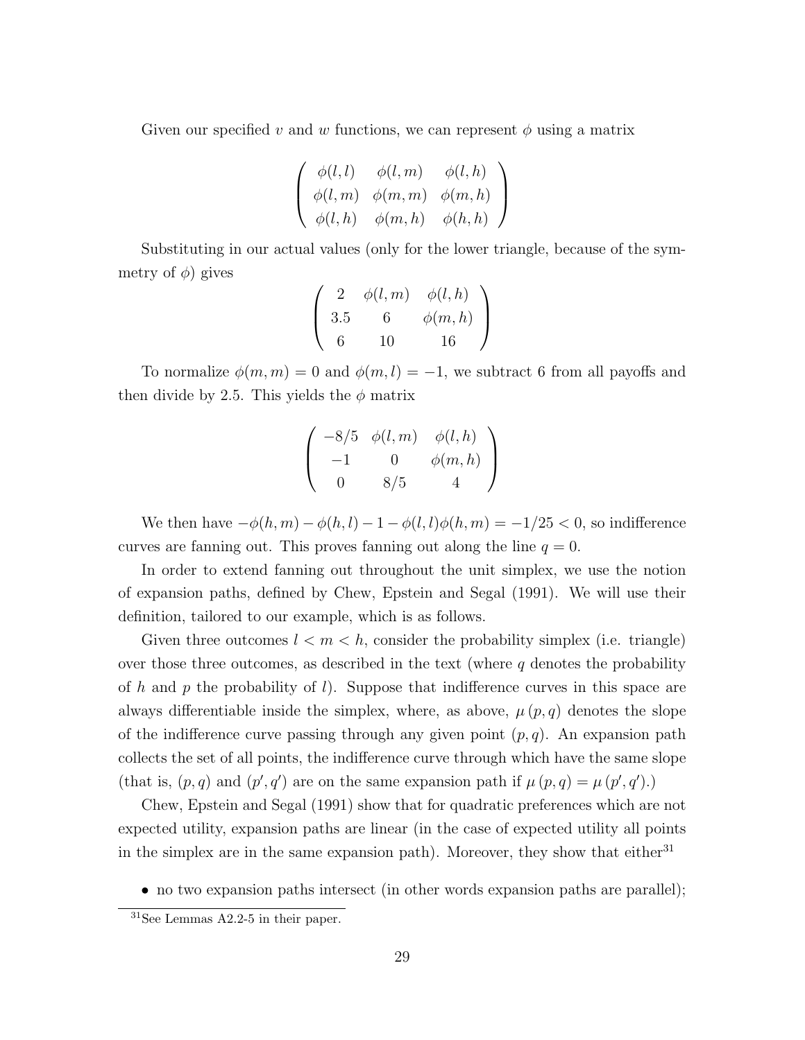Given our specified $v$ and $w$ functions, we can represent $\phi$ using a matrix

$$\begin{pmatrix} \phi(l,l) & \phi(l,m) & \phi(l,h) \\ \phi(l,m) & \phi(m,m) & \phi(m,h) \\ \phi(l,h) & \phi(m,h) & \phi(h,h) \end{pmatrix}$$

Substituting in our actual values (only for the lower triangle, because of the symmetry of $\phi$) gives

$$\begin{pmatrix} 2 & \phi(l,m) & \phi(l,h) \\ 3.5 & 6 & \phi(m,h) \\ 6 & 10 & 16 \end{pmatrix}$$

To normalize $\phi(m,m) = 0$ and $\phi(m,l) = -1$, we subtract 6 from all payoffs and then divide by 2.5. This yields the $\phi$ matrix

$$\begin{pmatrix} -8/5 & \phi(l,m) & \phi(l,h) \\ -1 & 0 & \phi(m,h) \\ 0 & 8/5 & 4 \end{pmatrix}$$

We then have $-\phi(h,m) - \phi(h,l) - 1 - \phi(l,l)\phi(h,m) = -1/25 < 0$, so indifference curves are fanning out. This proves fanning out along the line $q = 0$.

In order to extend fanning out throughout the unit simplex, we use the notion of expansion paths, defined by Chew, Epstein and Segal (1991). We will use their definition, tailored to our example, which is as follows.

Given three outcomes $l < m < h$, consider the probability simplex (i.e. triangle) over those three outcomes, as described in the text (where $q$ denotes the probability of $h$ and $p$ the probability of $l$). Suppose that indifference curves in this space are always differentiable inside the simplex, where, as above, $\mu(p,q)$ denotes the slope of the indifference curve passing through any given point $(p,q)$. An expansion path collects the set of all points, the indifference curve through which have the same slope (that is, $(p,q)$ and $(p',q')$ are on the same expansion path if $\mu(p,q) = \mu(p',q')$.)

Chew, Epstein and Segal (1991) show that for quadratic preferences which are not expected utility, expansion paths are linear (in the case of expected utility all points in the simplex are in the same expansion path). Moreover, they show that either[31]

- no two expansion paths intersect (in other words expansion paths are parallel);

[31] See Lemmas A2.2-5 in their paper.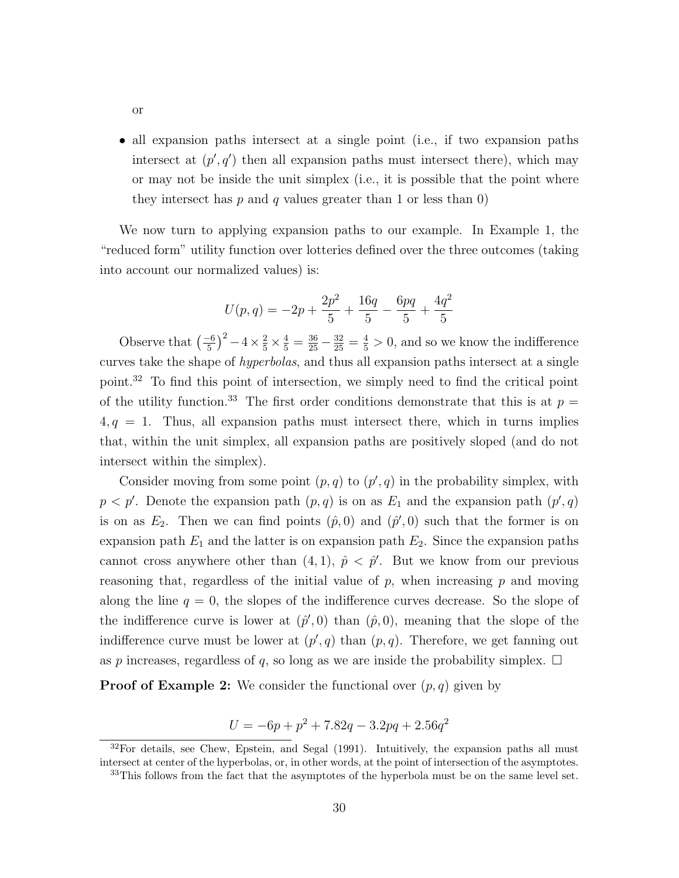or

- all expansion paths intersect at a single point (i.e., if two expansion paths intersect at $(p', q')$ then all expansion paths must intersect there), which may or may not be inside the unit simplex (i.e., it is possible that the point where they intersect has $p$ and $q$ values greater than 1 or less than 0)

We now turn to applying expansion paths to our example. In Example 1, the "reduced form" utility function over lotteries defined over the three outcomes (taking into account our normalized values) is:

$$U(p, q) = -2p + \frac{2p^2}{5} + \frac{16q}{5} - \frac{6pq}{5} + \frac{4q^2}{5}$$

Observe that $\left(\frac{-6}{5}\right)^2 - 4 \times \frac{2}{5} \times \frac{4}{5} = \frac{36}{25} - \frac{32}{25} = \frac{4}{5} > 0$, and so we know the indifference curves take the shape of *hyperbolas*, and thus all expansion paths intersect at a single point.[32] To find this point of intersection, we simply need to find the critical point of the utility function.[33] The first order conditions demonstrate that this is at $p = 4, q = 1$. Thus, all expansion paths must intersect there, which in turns implies that, within the unit simplex, all expansion paths are positively sloped (and do not intersect within the simplex).

Consider moving from some point $(p, q)$ to $(p', q)$ in the probability simplex, with $p < p'$. Denote the expansion path $(p, q)$ is on as $E_1$ and the expansion path $(p', q)$ is on as $E_2$. Then we can find points $(\hat{p}, 0)$ and $(\hat{p}', 0)$ such that the former is on expansion path $E_1$ and the latter is on expansion path $E_2$. Since the expansion paths cannot cross anywhere other than $(4, 1)$, $\hat{p} < \hat{p}'$. But we know from our previous reasoning that, regardless of the initial value of $p$, when increasing $p$ and moving along the line $q = 0$, the slopes of the indifference curves decrease. So the slope of the indifference curve is lower at $(\hat{p}', 0)$ than $(\hat{p}, 0)$, meaning that the slope of the indifference curve must be lower at $(p', q)$ than $(p, q)$. Therefore, we get fanning out as $p$ increases, regardless of $q$, so long as we are inside the probability simplex. $\square$

**Proof of Example 2:** We consider the functional over $(p, q)$ given by

$$U = -6p + p^2 + 7.82q - 3.2pq + 2.56q^2$$

[32] For details, see Chew, Epstein, and Segal (1991). Intuitively, the expansion paths all must intersect at center of the hyperbolas, or, in other words, at the point of intersection of the asymptotes.

[33] This follows from the fact that the asymptotes of the hyperbola must be on the same level set.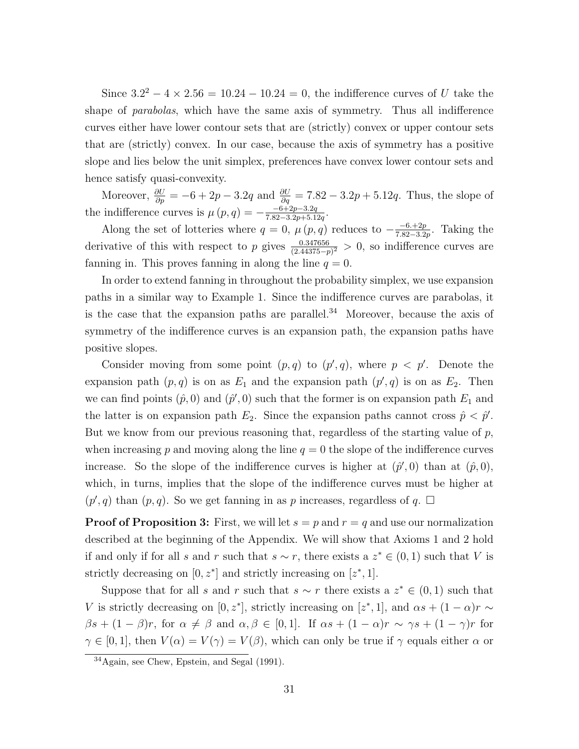Since $3.2^2 - 4 \times 2.56 = 10.24 - 10.24 = 0$, the indifference curves of $U$ take the shape of *parabolas*, which have the same axis of symmetry. Thus all indifference curves either have lower contour sets that are (strictly) convex or upper contour sets that are (strictly) convex. In our case, because the axis of symmetry has a positive slope and lies below the unit simplex, preferences have convex lower contour sets and hence satisfy quasi-convexity.

Moreover, $\frac{\partial U}{\partial p} = -6 + 2p - 3.2q$ and $\frac{\partial U}{\partial q} = 7.82 - 3.2p + 5.12q$. Thus, the slope of the indifference curves is $\mu(p,q) = -\frac{-6+2p-3.2q}{7.82-3.2p+5.12q}$.

Along the set of lotteries where $q = 0$, $\mu(p,q)$ reduces to $-\frac{-6.+2p}{7.82-3.2p}$. Taking the derivative of this with respect to $p$ gives $\frac{0.347656}{(2.44375-p)^2} > 0$, so indifference curves are fanning in. This proves fanning in along the line $q = 0$.

In order to extend fanning in throughout the probability simplex, we use expansion paths in a similar way to Example 1. Since the indifference curves are parabolas, it is the case that the expansion paths are parallel.[34] Moreover, because the axis of symmetry of the indifference curves is an expansion path, the expansion paths have positive slopes.

Consider moving from some point $(p,q)$ to $(p',q)$, where $p < p'$. Denote the expansion path $(p,q)$ is on as $E_1$ and the expansion path $(p',q)$ is on as $E_2$. Then we can find points $(\hat{p},0)$ and $(\hat{p}',0)$ such that the former is on expansion path $E_1$ and the latter is on expansion path $E_2$. Since the expansion paths cannot cross $\hat{p} < \hat{p}'$. But we know from our previous reasoning that, regardless of the starting value of $p$, when increasing $p$ and moving along the line $q = 0$ the slope of the indifference curves increase. So the slope of the indifference curves is higher at $(\hat{p}',0)$ than at $(\hat{p},0)$, which, in turns, implies that the slope of the indifference curves must be higher at $(p',q)$ than $(p,q)$. So we get fanning in as $p$ increases, regardless of $q$. □

**Proof of Proposition 3:** First, we will let $s = p$ and $r = q$ and use our normalization described at the beginning of the Appendix. We will show that Axioms 1 and 2 hold if and only if for all $s$ and $r$ such that $s \sim r$, there exists a $z^* \in (0,1)$ such that $V$ is strictly decreasing on $[0, z^*]$ and strictly increasing on $[z^*, 1]$.

Suppose that for all $s$ and $r$ such that $s \sim r$ there exists a $z^* \in (0,1)$ such that $V$ is strictly decreasing on $[0, z^*]$, strictly increasing on $[z^*, 1]$, and $\alpha s + (1-\alpha)r \sim \beta s + (1-\beta)r$, for $\alpha \neq \beta$ and $\alpha, \beta \in [0,1]$. If $\alpha s + (1-\alpha)r \sim \gamma s + (1-\gamma)r$ for $\gamma \in [0,1]$, then $V(\alpha) = V(\gamma) = V(\beta)$, which can only be true if $\gamma$ equals either $\alpha$ or

[34] Again, see Chew, Epstein, and Segal (1991).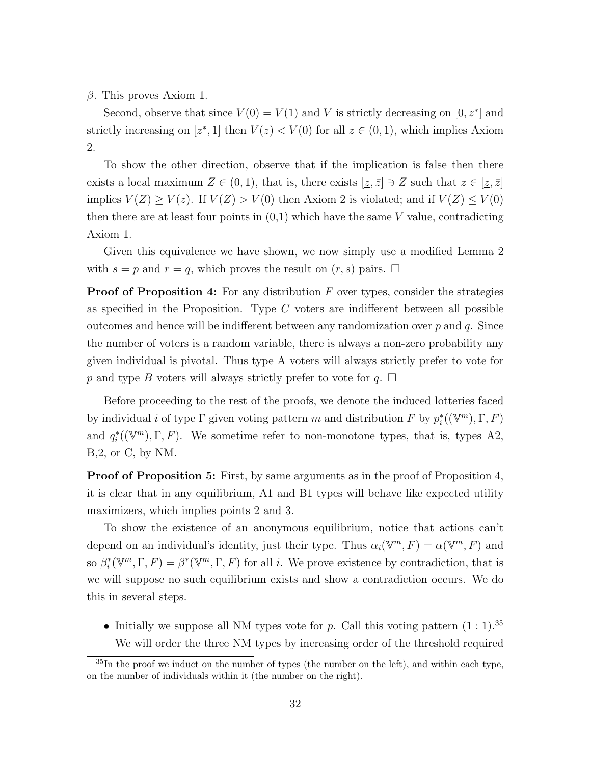$\beta$. This proves Axiom 1.

Second, observe that since $V(0) = V(1)$ and $V$ is strictly decreasing on $[0, z^*]$ and strictly increasing on $[z^*, 1]$ then $V(z) < V(0)$ for all $z \in (0, 1)$, which implies Axiom 2.

To show the other direction, observe that if the implication is false then there exists a local maximum $Z \in (0, 1)$, that is, there exists $[\underline{z}, \bar{z}] \ni Z$ such that $z \in [\underline{z}, \bar{z}]$ implies $V(Z) \geq V(z)$. If $V(Z) > V(0)$ then Axiom 2 is violated; and if $V(Z) \leq V(0)$ then there are at least four points in (0,1) which have the same $V$ value, contradicting Axiom 1.

Given this equivalence we have shown, we now simply use a modified Lemma 2 with $s = p$ and $r = q$, which proves the result on $(r, s)$ pairs. $\square$

**Proof of Proposition 4:** For any distribution $F$ over types, consider the strategies as specified in the Proposition. Type $C$ voters are indifferent between all possible outcomes and hence will be indifferent between any randomization over $p$ and $q$. Since the number of voters is a random variable, there is always a non-zero probability any given individual is pivotal. Thus type A voters will always strictly prefer to vote for $p$ and type $B$ voters will always strictly prefer to vote for $q$. $\square$

Before proceeding to the rest of the proofs, we denote the induced lotteries faced by individual $i$ of type $\Gamma$ given voting pattern $m$ and distribution $F$ by $p_i^*((\mathbb{V}^m), \Gamma, F)$ and $q_i^*((\mathbb{V}^m), \Gamma, F)$. We sometime refer to non-monotone types, that is, types A2, B,2, or C, by NM.

**Proof of Proposition 5:** First, by same arguments as in the proof of Proposition 4, it is clear that in any equilibrium, A1 and B1 types will behave like expected utility maximizers, which implies points 2 and 3.

To show the existence of an anonymous equilibrium, notice that actions can't depend on an individual's identity, just their type. Thus $\alpha_i(\mathbb{V}^m, F) = \alpha(\mathbb{V}^m, F)$ and so $\beta_i^*(\mathbb{V}^m, \Gamma, F) = \beta^*(\mathbb{V}^m, \Gamma, F)$ for all $i$. We prove existence by contradiction, that is we will suppose no such equilibrium exists and show a contradiction occurs. We do this in several steps.

- Initially we suppose all NM types vote for $p$. Call this voting pattern $(1 : 1)$.[35] We will order the three NM types by increasing order of the threshold required

[35] In the proof we induct on the number of types (the number on the left), and within each type, on the number of individuals within it (the number on the right).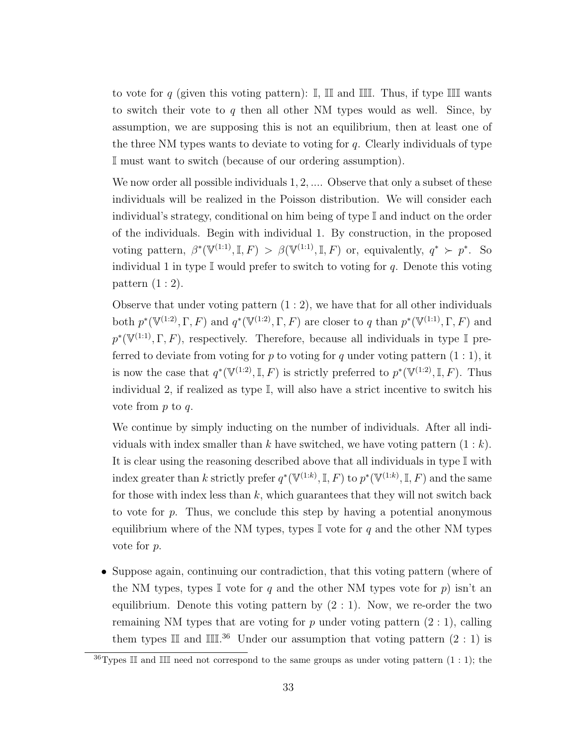to vote for $q$ (given this voting pattern): $\mathbb{I}$, $\mathbb{III}$ and $\mathbb{IIII}$. Thus, if type $\mathbb{IIII}$ wants to switch their vote to $q$ then all other NM types would as well. Since, by assumption, we are supposing this is not an equilibrium, then at least one of the three NM types wants to deviate to voting for $q$. Clearly individuals of type $\mathbb{I}$ must want to switch (because of our ordering assumption).

We now order all possible individuals $1, 2, ....$ Observe that only a subset of these individuals will be realized in the Poisson distribution. We will consider each individual's strategy, conditional on him being of type $\mathbb{I}$ and induct on the order of the individuals. Begin with individual 1. By construction, in the proposed voting pattern, $\beta^*(\mathbb{V}^{(1:1)}, \mathbb{I}, F) > \beta(\mathbb{V}^{(1:1)}, \mathbb{I}, F)$ or, equivalently, $q^* \succ p^*$. So individual 1 in type $\mathbb{I}$ would prefer to switch to voting for $q$. Denote this voting pattern $(1:2)$.

Observe that under voting pattern $(1:2)$, we have that for all other individuals both $p^*(\mathbb{V}^{(1:2)}, \Gamma, F)$ and $q^*(\mathbb{V}^{(1:2)}, \Gamma, F)$ are closer to $q$ than $p^*(\mathbb{V}^{(1:1)}, \Gamma, F)$ and $p^*(\mathbb{V}^{(1:1)}, \Gamma, F)$, respectively. Therefore, because all individuals in type $\mathbb{I}$ preferred to deviate from voting for $p$ to voting for $q$ under voting pattern $(1:1)$, it is now the case that $q^*(\mathbb{V}^{(1:2)}, \mathbb{I}, F)$ is strictly preferred to $p^*(\mathbb{V}^{(1:2)}, \mathbb{I}, F)$. Thus individual 2, if realized as type $\mathbb{I}$, will also have a strict incentive to switch his vote from $p$ to $q$.

We continue by simply inducting on the number of individuals. After all individuals with index smaller than $k$ have switched, we have voting pattern $(1:k)$. It is clear using the reasoning described above that all individuals in type $\mathbb{I}$ with index greater than $k$ strictly prefer $q^*(\mathbb{V}^{(1:k)}, \mathbb{I}, F)$ to $p^*(\mathbb{V}^{(1:k)}, \mathbb{I}, F)$ and the same for those with index less than $k$, which guarantees that they will not switch back to vote for $p$. Thus, we conclude this step by having a potential anonymous equilibrium where of the NM types, types $\mathbb{I}$ vote for $q$ and the other NM types vote for $p$.

- Suppose again, continuing our contradiction, that this voting pattern (where of the NM types, types $\mathbb{I}$ vote for $q$ and the other NM types vote for $p$) isn't an equilibrium. Denote this voting pattern by $(2:1)$. Now, we re-order the two remaining NM types that are voting for $p$ under voting pattern $(2:1)$, calling them types $\mathbb{III}$ and $\mathbb{IIII}$.[36] Under our assumption that voting pattern $(2:1)$ is

[36] Types $\mathbb{III}$ and $\mathbb{IIII}$ need not correspond to the same groups as under voting pattern $(1:1)$; the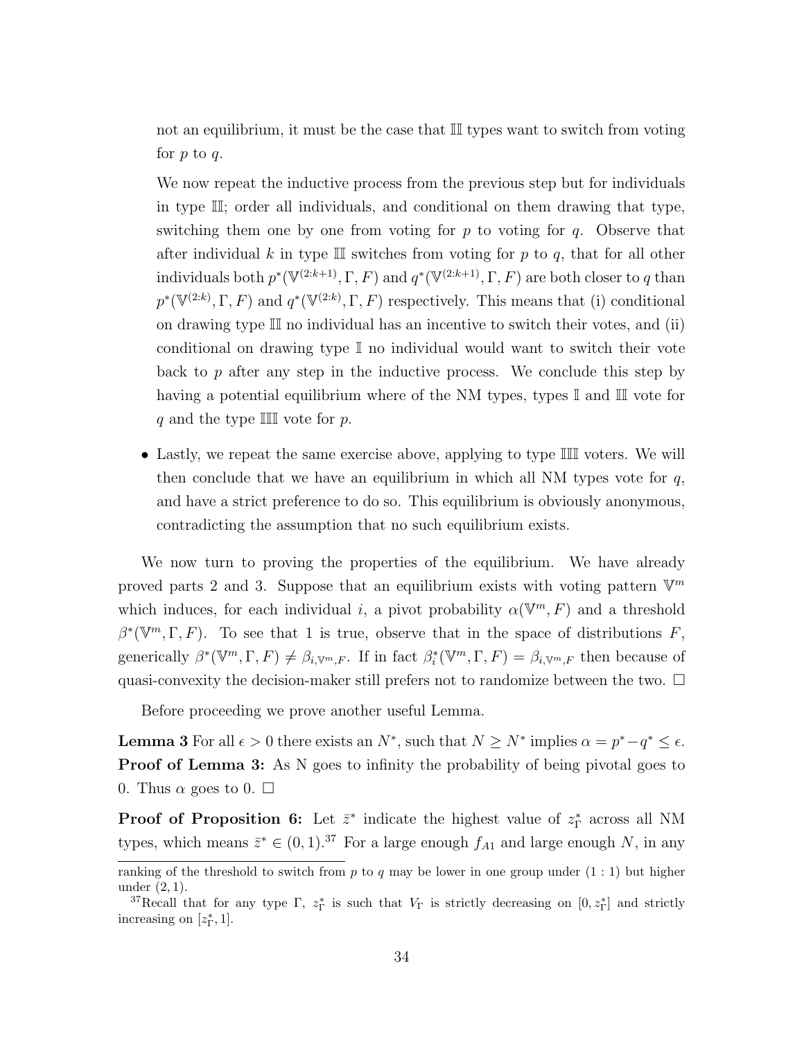not an equilibrium, it must be the case that $\mathbb{II}$ types want to switch from voting for $p$ to $q$.

We now repeat the inductive process from the previous step but for individuals in type $\mathbb{II}$; order all individuals, and conditional on them drawing that type, switching them one by one from voting for $p$ to voting for $q$. Observe that after individual $k$ in type $\mathbb{II}$ switches from voting for $p$ to $q$, that for all other individuals both $p^*(\mathbb{V}^{(2:k+1)}, \Gamma, F)$ and $q^*(\mathbb{V}^{(2:k+1)}, \Gamma, F)$ are both closer to $q$ than $p^*(\mathbb{V}^{(2:k)}, \Gamma, F)$ and $q^*(\mathbb{V}^{(2:k)}, \Gamma, F)$ respectively. This means that (i) conditional on drawing type $\mathbb{II}$ no individual has an incentive to switch their votes, and (ii) conditional on drawing type $\mathbb{I}$ no individual would want to switch their vote back to $p$ after any step in the inductive process. We conclude this step by having a potential equilibrium where of the NM types, types $\mathbb{I}$ and $\mathbb{II}$ vote for $q$ and the type $\mathbb{III}$ vote for $p$.

- Lastly, we repeat the same exercise above, applying to type $\mathbb{III}$ voters. We will then conclude that we have an equilibrium in which all NM types vote for $q$, and have a strict preference to do so. This equilibrium is obviously anonymous, contradicting the assumption that no such equilibrium exists.

We now turn to proving the properties of the equilibrium. We have already proved parts 2 and 3. Suppose that an equilibrium exists with voting pattern $\mathbb{V}^m$ which induces, for each individual $i$, a pivot probability $\alpha(\mathbb{V}^m, F)$ and a threshold $\beta^*(\mathbb{V}^m, \Gamma, F)$. To see that 1 is true, observe that in the space of distributions $F$, generically $\beta^*(\mathbb{V}^m, \Gamma, F) \neq \beta_{i,\mathbb{V}^m,F}$. If in fact $\beta_i^*(\mathbb{V}^m, \Gamma, F) = \beta_{i,\mathbb{V}^m,F}$ then because of quasi-convexity the decision-maker still prefers not to randomize between the two. $\square$

Before proceeding we prove another useful Lemma.

**Lemma 3** For all $\epsilon > 0$ there exists an $N^*$, such that $N \geq N^*$ implies $\alpha = p^* - q^* \leq \epsilon$.
**Proof of Lemma 3:** As N goes to infinity the probability of being pivotal goes to 0. Thus $\alpha$ goes to 0. $\square$

**Proof of Proposition 6:** Let $\bar{z}^*$ indicate the highest value of $z^*_\Gamma$ across all NM types, which means $\bar{z}^* \in (0, 1)$.[37] For a large enough $f_{A1}$ and large enough $N$, in any

ranking of the threshold to switch from $p$ to $q$ may be lower in one group under $(1:1)$ but higher under $(2,1)$.

[37] Recall that for any type $\Gamma$, $z^*_\Gamma$ is such that $V_\Gamma$ is strictly decreasing on $[0, z^*_\Gamma]$ and strictly increasing on $[z^*_\Gamma, 1]$.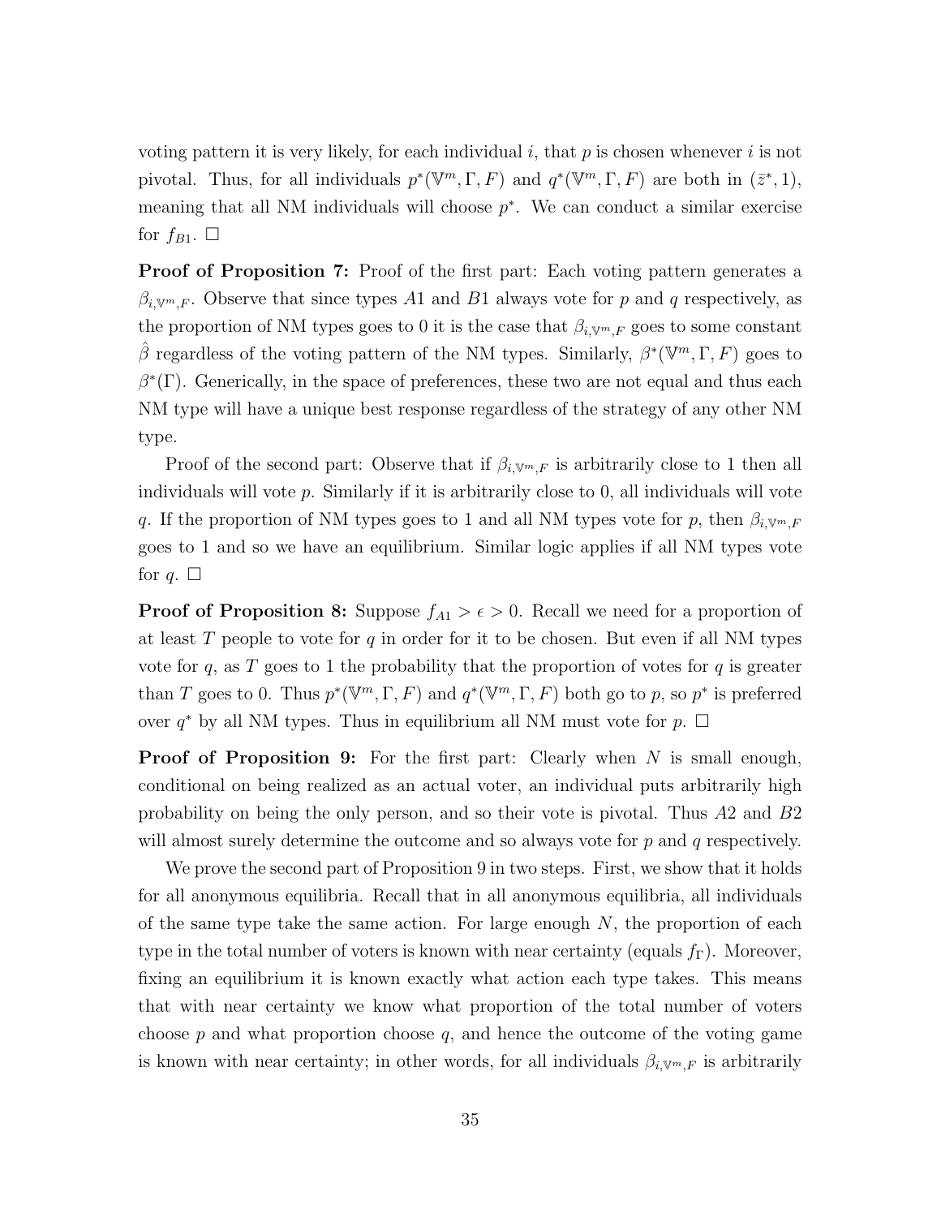voting pattern it is very likely, for each individual $i$, that $p$ is chosen whenever $i$ is not pivotal. Thus, for all individuals $p^*(\mathbb{V}^m, \Gamma, F)$ and $q^*(\mathbb{V}^m, \Gamma, F)$ are both in $(\bar{z}^*, 1)$, meaning that all NM individuals will choose $p^*$. We can conduct a similar exercise for $f_{B1}$. □

**Proof of Proposition 7:** Proof of the first part: Each voting pattern generates a $\beta_{i,\mathbb{V}^m,F}$. Observe that since types $A1$ and $B1$ always vote for $p$ and $q$ respectively, as the proportion of NM types goes to 0 it is the case that $\beta_{i,\mathbb{V}^m,F}$ goes to some constant $\hat{\beta}$ regardless of the voting pattern of the NM types. Similarly, $\beta^*(\mathbb{V}^m, \Gamma, F)$ goes to $\beta^*(\Gamma)$. Generically, in the space of preferences, these two are not equal and thus each NM type will have a unique best response regardless of the strategy of any other NM type.

Proof of the second part: Observe that if $\beta_{i,\mathbb{V}^m,F}$ is arbitrarily close to 1 then all individuals will vote $p$. Similarly if it is arbitrarily close to 0, all individuals will vote $q$. If the proportion of NM types goes to 1 and all NM types vote for $p$, then $\beta_{i,\mathbb{V}^m,F}$ goes to 1 and so we have an equilibrium. Similar logic applies if all NM types vote for $q$. □

**Proof of Proposition 8:** Suppose $f_{A1} > \epsilon > 0$. Recall we need for a proportion of at least $T$ people to vote for $q$ in order for it to be chosen. But even if all NM types vote for $q$, as $T$ goes to 1 the probability that the proportion of votes for $q$ is greater than $T$ goes to 0. Thus $p^*(\mathbb{V}^m, \Gamma, F)$ and $q^*(\mathbb{V}^m, \Gamma, F)$ both go to $p$, so $p^*$ is preferred over $q^*$ by all NM types. Thus in equilibrium all NM must vote for $p$. □

**Proof of Proposition 9:** For the first part: Clearly when $N$ is small enough, conditional on being realized as an actual voter, an individual puts arbitrarily high probability on being the only person, and so their vote is pivotal. Thus $A2$ and $B2$ will almost surely determine the outcome and so always vote for $p$ and $q$ respectively.

We prove the second part of Proposition 9 in two steps. First, we show that it holds for all anonymous equilibria. Recall that in all anonymous equilibria, all individuals of the same type take the same action. For large enough $N$, the proportion of each type in the total number of voters is known with near certainty (equals $f_\Gamma$). Moreover, fixing an equilibrium it is known exactly what action each type takes. This means that with near certainty we know what proportion of the total number of voters choose $p$ and what proportion choose $q$, and hence the outcome of the voting game is known with near certainty; in other words, for all individuals $\beta_{i,\mathbb{V}^m,F}$ is arbitrarily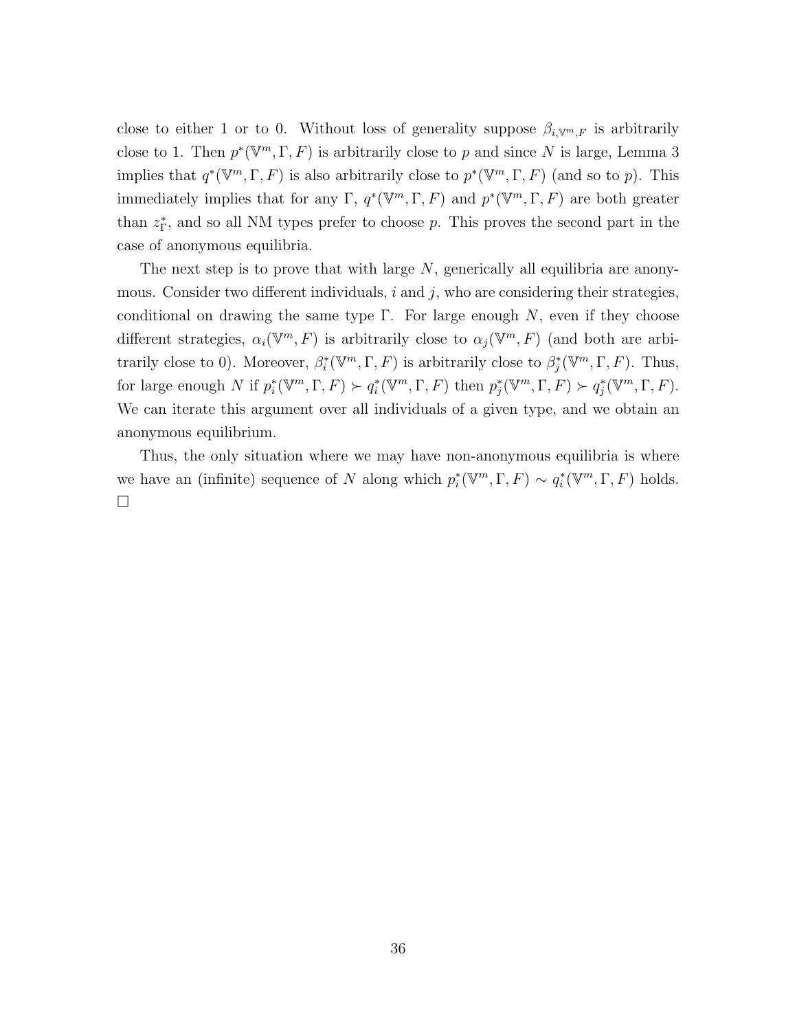close to either 1 or to 0. Without loss of generality suppose $\beta_{i,\mathbb{V}^m,F}$ is arbitrarily close to 1. Then $p^*(\mathbb{V}^m, \Gamma, F)$ is arbitrarily close to $p$ and since $N$ is large, Lemma 3 implies that $q^*(\mathbb{V}^m, \Gamma, F)$ is also arbitrarily close to $p^*(\mathbb{V}^m, \Gamma, F)$ (and so to $p$). This immediately implies that for any $\Gamma$, $q^*(\mathbb{V}^m, \Gamma, F)$ and $p^*(\mathbb{V}^m, \Gamma, F)$ are both greater than $z^*_\Gamma$, and so all NM types prefer to choose $p$. This proves the second part in the case of anonymous equilibria.

The next step is to prove that with large $N$, generically all equilibria are anonymous. Consider two different individuals, $i$ and $j$, who are considering their strategies, conditional on drawing the same type $\Gamma$. For large enough $N$, even if they choose different strategies, $\alpha_i(\mathbb{V}^m, F)$ is arbitrarily close to $\alpha_j(\mathbb{V}^m, F)$ (and both are arbitrarily close to 0). Moreover, $\beta^*_i(\mathbb{V}^m, \Gamma, F)$ is arbitrarily close to $\beta^*_j(\mathbb{V}^m, \Gamma, F)$. Thus, for large enough $N$ if $p^*_i(\mathbb{V}^m, \Gamma, F) \succ q^*_i(\mathbb{V}^m, \Gamma, F)$ then $p^*_j(\mathbb{V}^m, \Gamma, F) \succ q^*_j(\mathbb{V}^m, \Gamma, F)$. We can iterate this argument over all individuals of a given type, and we obtain an anonymous equilibrium.

Thus, the only situation where we may have non-anonymous equilibria is where we have an (infinite) sequence of $N$ along which $p^*_i(\mathbb{V}^m, \Gamma, F) \sim q^*_i(\mathbb{V}^m, \Gamma, F)$ holds. $\square$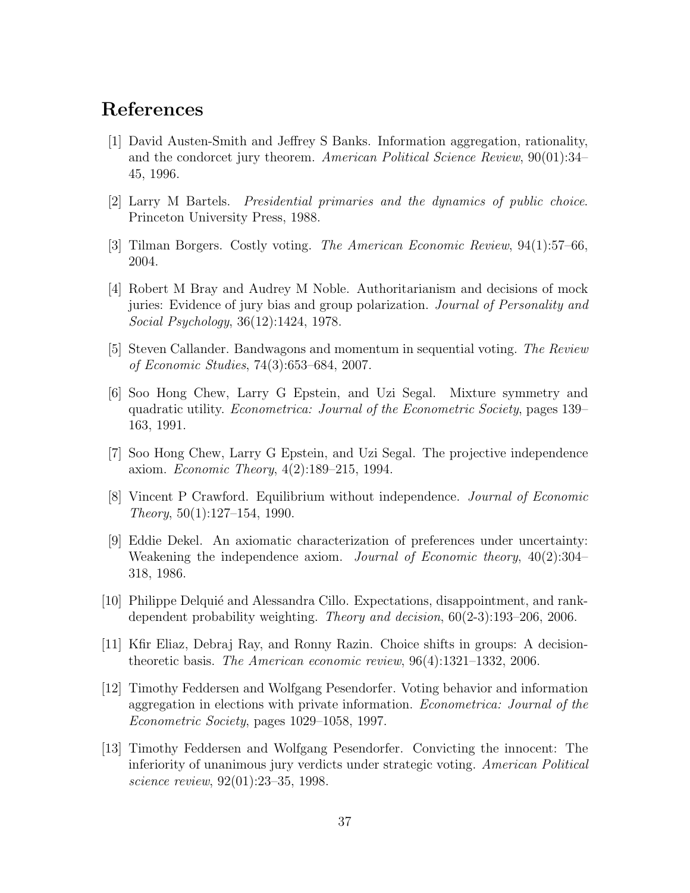## References

[1] David Austen-Smith and Jeffrey S Banks. Information aggregation, rationality, and the condorcet jury theorem. *American Political Science Review*, 90(01):34–45, 1996.

[2] Larry M Bartels. *Presidential primaries and the dynamics of public choice*. Princeton University Press, 1988.

[3] Tilman Borgers. Costly voting. *The American Economic Review*, 94(1):57–66, 2004.

[4] Robert M Bray and Audrey M Noble. Authoritarianism and decisions of mock juries: Evidence of jury bias and group polarization. *Journal of Personality and Social Psychology*, 36(12):1424, 1978.

[5] Steven Callander. Bandwagons and momentum in sequential voting. *The Review of Economic Studies*, 74(3):653–684, 2007.

[6] Soo Hong Chew, Larry G Epstein, and Uzi Segal. Mixture symmetry and quadratic utility. *Econometrica: Journal of the Econometric Society*, pages 139–163, 1991.

[7] Soo Hong Chew, Larry G Epstein, and Uzi Segal. The projective independence axiom. *Economic Theory*, 4(2):189–215, 1994.

[8] Vincent P Crawford. Equilibrium without independence. *Journal of Economic Theory*, 50(1):127–154, 1990.

[9] Eddie Dekel. An axiomatic characterization of preferences under uncertainty: Weakening the independence axiom. *Journal of Economic theory*, 40(2):304–318, 1986.

[10] Philippe Delquié and Alessandra Cillo. Expectations, disappointment, and rank-dependent probability weighting. *Theory and decision*, 60(2-3):193–206, 2006.

[11] Kfir Eliaz, Debraj Ray, and Ronny Razin. Choice shifts in groups: A decision-theoretic basis. *The American economic review*, 96(4):1321–1332, 2006.

[12] Timothy Feddersen and Wolfgang Pesendorfer. Voting behavior and information aggregation in elections with private information. *Econometrica: Journal of the Econometric Society*, pages 1029–1058, 1997.

[13] Timothy Feddersen and Wolfgang Pesendorfer. Convicting the innocent: The inferiority of unanimous jury verdicts under strategic voting. *American Political science review*, 92(01):23–35, 1998.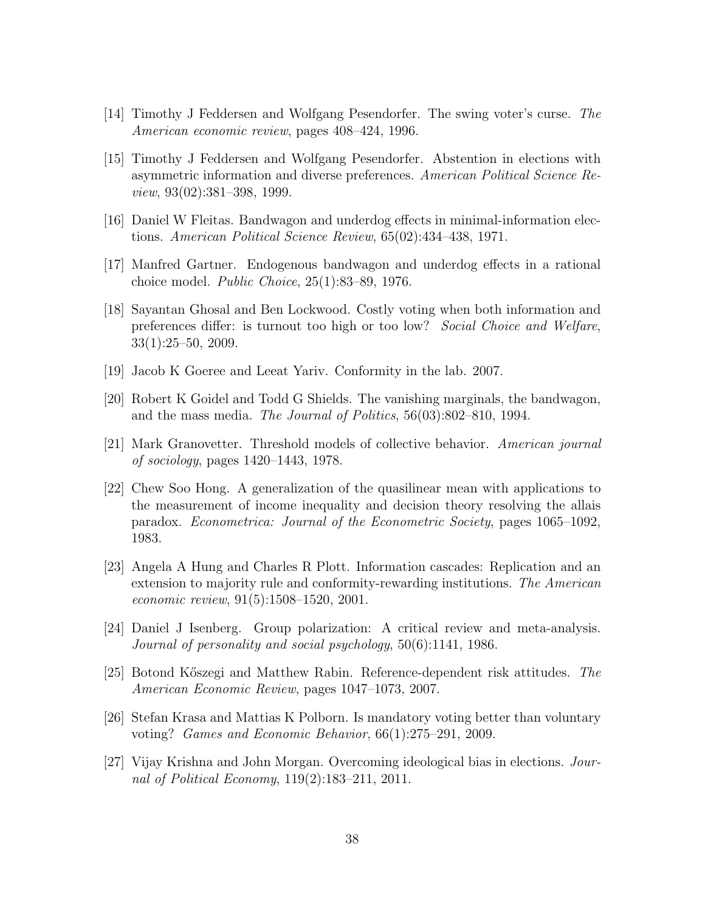[14] Timothy J Feddersen and Wolfgang Pesendorfer. The swing voter's curse. *The American economic review*, pages 408–424, 1996.

[15] Timothy J Feddersen and Wolfgang Pesendorfer. Abstention in elections with asymmetric information and diverse preferences. *American Political Science Review*, 93(02):381–398, 1999.

[16] Daniel W Fleitas. Bandwagon and underdog effects in minimal-information elections. *American Political Science Review*, 65(02):434–438, 1971.

[17] Manfred Gartner. Endogenous bandwagon and underdog effects in a rational choice model. *Public Choice*, 25(1):83–89, 1976.

[18] Sayantan Ghosal and Ben Lockwood. Costly voting when both information and preferences differ: is turnout too high or too low? *Social Choice and Welfare*, 33(1):25–50, 2009.

[19] Jacob K Goeree and Leeat Yariv. Conformity in the lab. 2007.

[20] Robert K Goidel and Todd G Shields. The vanishing marginals, the bandwagon, and the mass media. *The Journal of Politics*, 56(03):802–810, 1994.

[21] Mark Granovetter. Threshold models of collective behavior. *American journal of sociology*, pages 1420–1443, 1978.

[22] Chew Soo Hong. A generalization of the quasilinear mean with applications to the measurement of income inequality and decision theory resolving the allais paradox. *Econometrica: Journal of the Econometric Society*, pages 1065–1092, 1983.

[23] Angela A Hung and Charles R Plott. Information cascades: Replication and an extension to majority rule and conformity-rewarding institutions. *The American economic review*, 91(5):1508–1520, 2001.

[24] Daniel J Isenberg. Group polarization: A critical review and meta-analysis. *Journal of personality and social psychology*, 50(6):1141, 1986.

[25] Botond Kőszegi and Matthew Rabin. Reference-dependent risk attitudes. *The American Economic Review*, pages 1047–1073, 2007.

[26] Stefan Krasa and Mattias K Polborn. Is mandatory voting better than voluntary voting? *Games and Economic Behavior*, 66(1):275–291, 2009.

[27] Vijay Krishna and John Morgan. Overcoming ideological bias in elections. *Journal of Political Economy*, 119(2):183–211, 2011.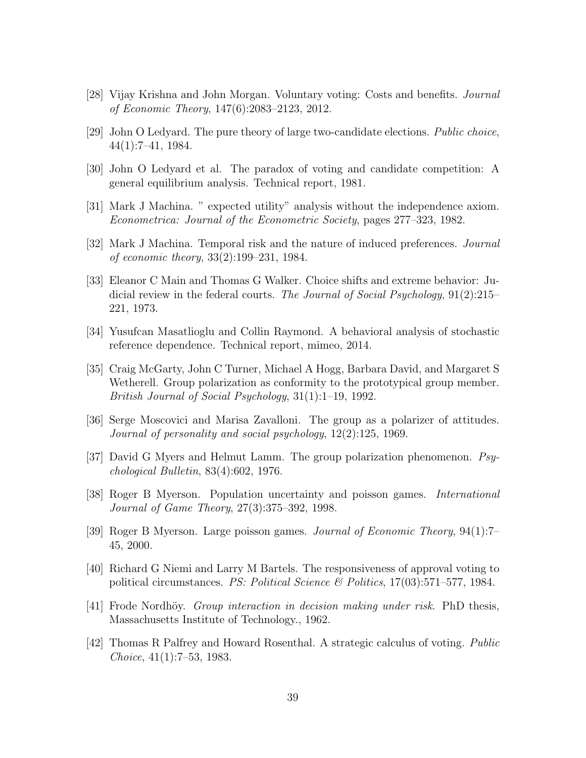[28] Vijay Krishna and John Morgan. Voluntary voting: Costs and benefits. *Journal of Economic Theory*, 147(6):2083–2123, 2012.

[29] John O Ledyard. The pure theory of large two-candidate elections. *Public choice*, 44(1):7–41, 1984.

[30] John O Ledyard et al. The paradox of voting and candidate competition: A general equilibrium analysis. Technical report, 1981.

[31] Mark J Machina. " expected utility" analysis without the independence axiom. *Econometrica: Journal of the Econometric Society*, pages 277–323, 1982.

[32] Mark J Machina. Temporal risk and the nature of induced preferences. *Journal of economic theory*, 33(2):199–231, 1984.

[33] Eleanor C Main and Thomas G Walker. Choice shifts and extreme behavior: Judicial review in the federal courts. *The Journal of Social Psychology*, 91(2):215–221, 1973.

[34] Yusufcan Masatlioglu and Collin Raymond. A behavioral analysis of stochastic reference dependence. Technical report, mimeo, 2014.

[35] Craig McGarty, John C Turner, Michael A Hogg, Barbara David, and Margaret S Wetherell. Group polarization as conformity to the prototypical group member. *British Journal of Social Psychology*, 31(1):1–19, 1992.

[36] Serge Moscovici and Marisa Zavalloni. The group as a polarizer of attitudes. *Journal of personality and social psychology*, 12(2):125, 1969.

[37] David G Myers and Helmut Lamm. The group polarization phenomenon. *Psychological Bulletin*, 83(4):602, 1976.

[38] Roger B Myerson. Population uncertainty and poisson games. *International Journal of Game Theory*, 27(3):375–392, 1998.

[39] Roger B Myerson. Large poisson games. *Journal of Economic Theory*, 94(1):7–45, 2000.

[40] Richard G Niemi and Larry M Bartels. The responsiveness of approval voting to political circumstances. *PS: Political Science & Politics*, 17(03):571–577, 1984.

[41] Frode Nordhöy. *Group interaction in decision making under risk*. PhD thesis, Massachusetts Institute of Technology., 1962.

[42] Thomas R Palfrey and Howard Rosenthal. A strategic calculus of voting. *Public Choice*, 41(1):7–53, 1983.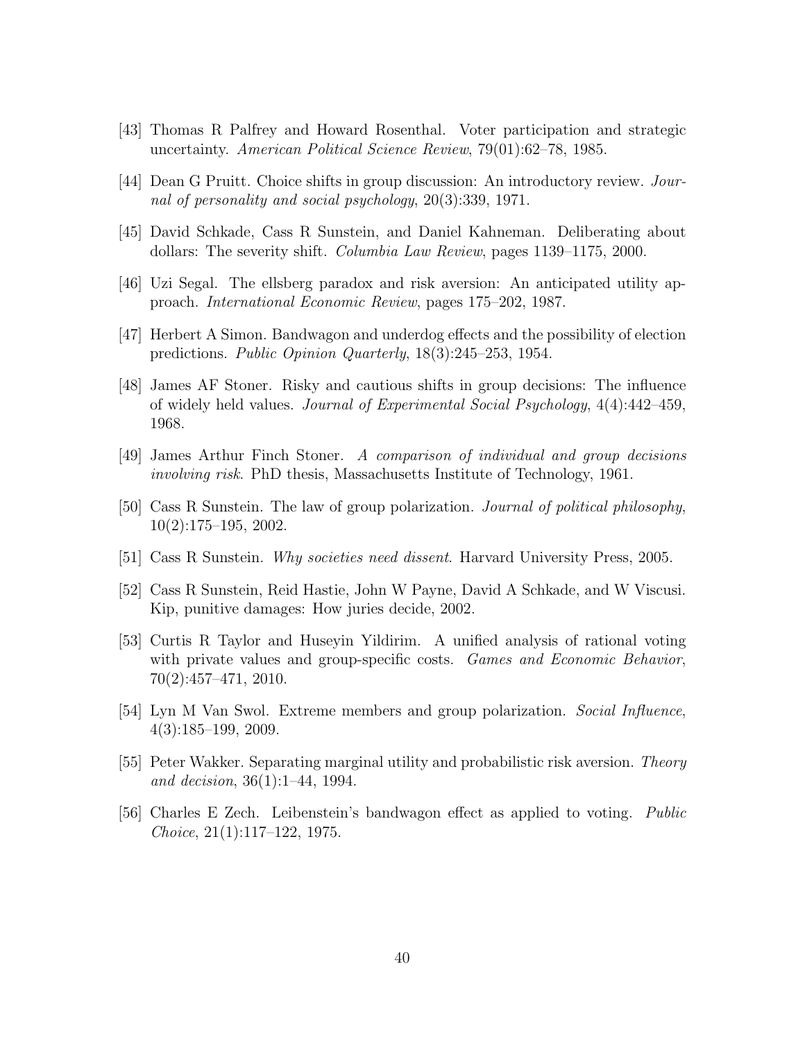[43] Thomas R Palfrey and Howard Rosenthal. Voter participation and strategic uncertainty. *American Political Science Review*, 79(01):62–78, 1985.

[44] Dean G Pruitt. Choice shifts in group discussion: An introductory review. *Journal of personality and social psychology*, 20(3):339, 1971.

[45] David Schkade, Cass R Sunstein, and Daniel Kahneman. Deliberating about dollars: The severity shift. *Columbia Law Review*, pages 1139–1175, 2000.

[46] Uzi Segal. The ellsberg paradox and risk aversion: An anticipated utility approach. *International Economic Review*, pages 175–202, 1987.

[47] Herbert A Simon. Bandwagon and underdog effects and the possibility of election predictions. *Public Opinion Quarterly*, 18(3):245–253, 1954.

[48] James AF Stoner. Risky and cautious shifts in group decisions: The influence of widely held values. *Journal of Experimental Social Psychology*, 4(4):442–459, 1968.

[49] James Arthur Finch Stoner. *A comparison of individual and group decisions involving risk*. PhD thesis, Massachusetts Institute of Technology, 1961.

[50] Cass R Sunstein. The law of group polarization. *Journal of political philosophy*, 10(2):175–195, 2002.

[51] Cass R Sunstein. *Why societies need dissent*. Harvard University Press, 2005.

[52] Cass R Sunstein, Reid Hastie, John W Payne, David A Schkade, and W Viscusi. Kip, punitive damages: How juries decide, 2002.

[53] Curtis R Taylor and Huseyin Yildirim. A unified analysis of rational voting with private values and group-specific costs. *Games and Economic Behavior*, 70(2):457–471, 2010.

[54] Lyn M Van Swol. Extreme members and group polarization. *Social Influence*, 4(3):185–199, 2009.

[55] Peter Wakker. Separating marginal utility and probabilistic risk aversion. *Theory and decision*, 36(1):1–44, 1994.

[56] Charles E Zech. Leibenstein's bandwagon effect as applied to voting. *Public Choice*, 21(1):117–122, 1975.